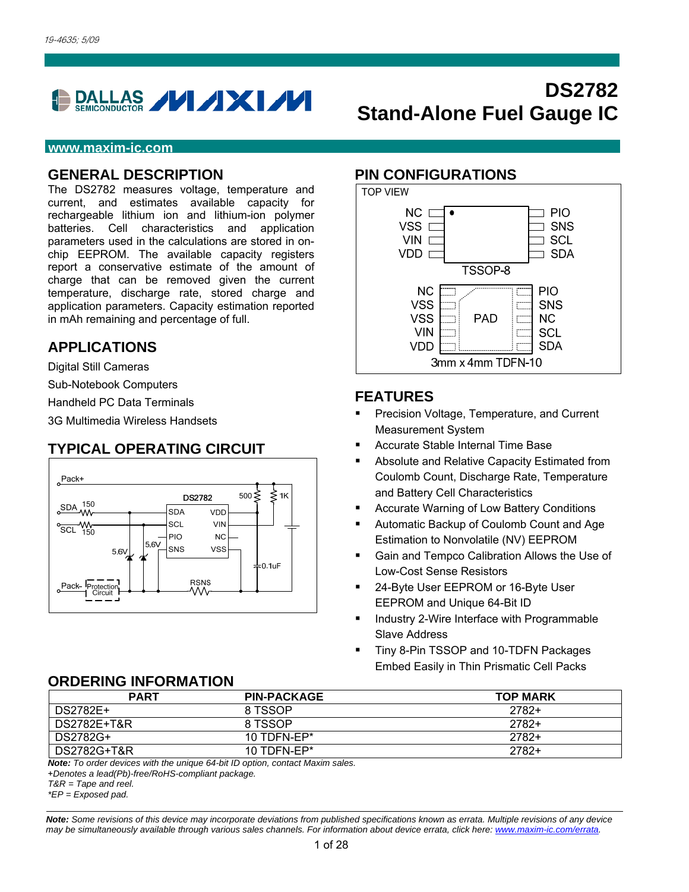19-4635; 5/09

# DS2782
# Stand-Alone Fuel Gauge IC

www.maxim-ic.com

## GENERAL DESCRIPTION

The DS2782 measures voltage, temperature and current, and estimates available capacity for rechargeable lithium ion and lithium-ion polymer batteries. Cell characteristics and application parameters used in the calculations are stored in on-chip EEPROM. The available capacity registers report a conservative estimate of the amount of charge that can be removed given the current temperature, discharge rate, stored charge and application parameters. Capacity estimation reported in mAh remaining and percentage of full.

## APPLICATIONS

Digital Still Cameras

Sub-Notebook Computers

Handheld PC Data Terminals

3G Multimedia Wireless Handsets

## TYPICAL OPERATING CIRCUIT

## PIN CONFIGURATIONS

TOP VIEW

| Left | | Right |
|---|---|---|
| NC | TSSOP-8 | PIO |
| VSS | | SNS |
| VIN | | SCL |
| VDD | | SDA |

| Left | | Right |
|---|---|---|
| NC | 3mm x 4mm TDFN-10 (PAD) | PIO |
| VSS | | SNS |
| VSS | | NC |
| VIN | | SCL |
| VDD | | SDA |

## FEATURES

- Precision Voltage, Temperature, and Current Measurement System
- Accurate Stable Internal Time Base
- Absolute and Relative Capacity Estimated from Coulomb Count, Discharge Rate, Temperature and Battery Cell Characteristics
- Accurate Warning of Low Battery Conditions
- Automatic Backup of Coulomb Count and Age Estimation to Nonvolatile (NV) EEPROM
- Gain and Tempco Calibration Allows the Use of Low-Cost Sense Resistors
- 24-Byte User EEPROM or 16-Byte User EEPROM and Unique 64-Bit ID
- Industry 2-Wire Interface with Programmable Slave Address
- Tiny 8-Pin TSSOP and 10-TDFN Packages Embed Easily in Thin Prismatic Cell Packs

## ORDERING INFORMATION

| PART | PIN-PACKAGE | TOP MARK |
|---|---|---|
| DS2782E+ | 8 TSSOP | 2782+ |
| DS2782E+T&R | 8 TSSOP | 2782+ |
| DS2782G+ | 10 TDFN-EP* | 2782+ |
| DS2782G+T&R | 10 TDFN-EP* | 2782+ |

***Note:*** *To order devices with the unique 64-bit ID option, contact Maxim sales.*

*+Denotes a lead(Pb)-free/RoHS-compliant package.*

*T&R = Tape and reel.*

*\*EP = Exposed pad.*

***Note:*** *Some revisions of this device may incorporate deviations from published specifications known as errata. Multiple revisions of any device may be simultaneously available through various sales channels. For information about device errata, click here: www.maxim-ic.com/errata.*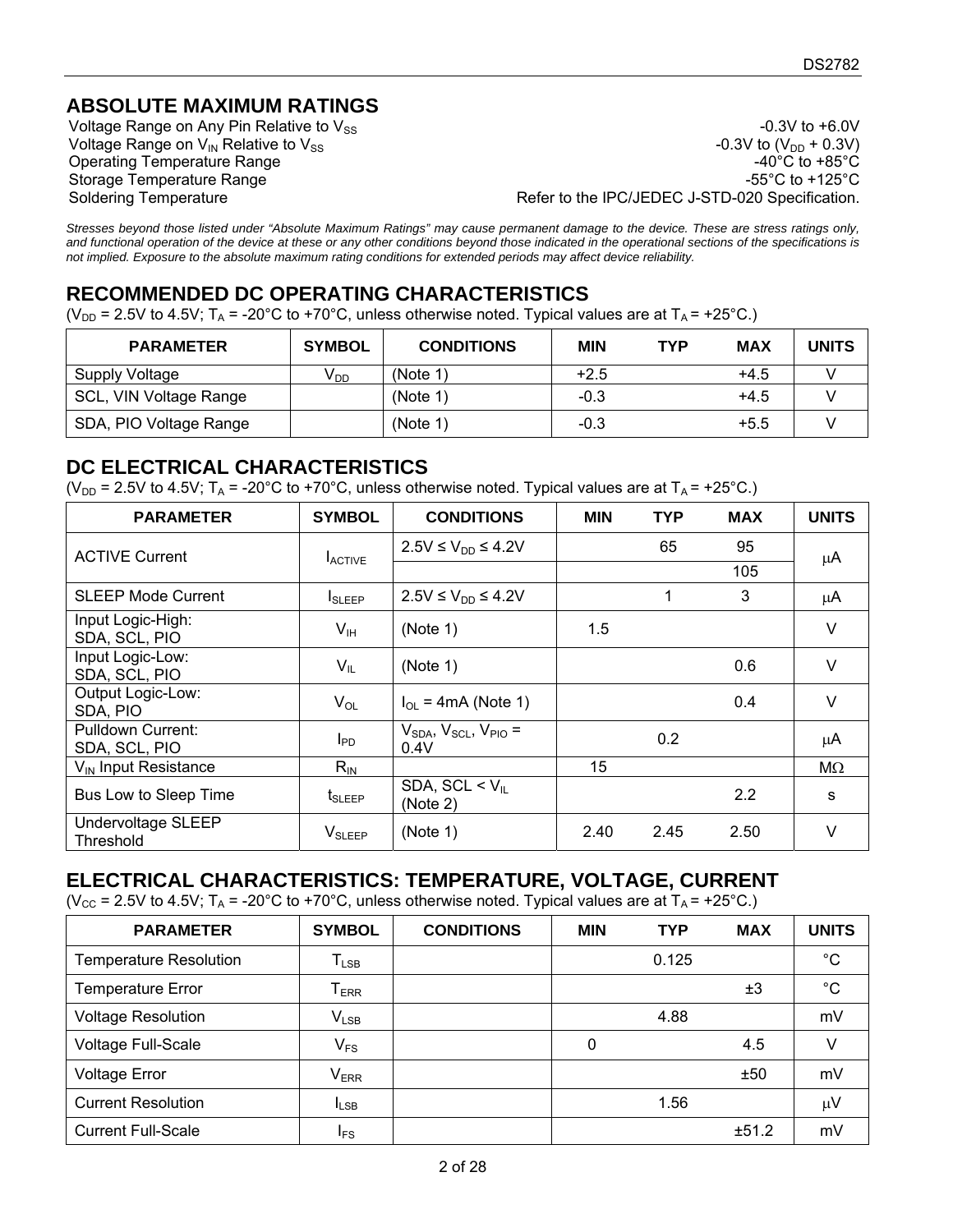## ABSOLUTE MAXIMUM RATINGS

| | |
|---|---|
| Voltage Range on Any Pin Relative to $V_{SS}$ | -0.3V to +6.0V |
| Voltage Range on $V_{IN}$ Relative to $V_{SS}$ | -0.3V to ($V_{DD}$ + 0.3V) |
| Operating Temperature Range | -40°C to +85°C |
| Storage Temperature Range | -55°C to +125°C |
| Soldering Temperature | Refer to the IPC/JEDEC J-STD-020 Specification. |

*Stresses beyond those listed under "Absolute Maximum Ratings" may cause permanent damage to the device. These are stress ratings only, and functional operation of the device at these or any other conditions beyond those indicated in the operational sections of the specifications is not implied. Exposure to the absolute maximum rating conditions for extended periods may affect device reliability.*

## RECOMMENDED DC OPERATING CHARACTERISTICS

($V_{DD}$ = 2.5V to 4.5V; $T_A$ = -20°C to +70°C, unless otherwise noted. Typical values are at $T_A$ = +25°C.)

| PARAMETER | SYMBOL | CONDITIONS | MIN | TYP | MAX | UNITS |
|---|---|---|---|---|---|---|
| Supply Voltage | $V_{DD}$ | (Note 1) | +2.5 | | +4.5 | V |
| SCL, VIN Voltage Range | | (Note 1) | -0.3 | | +4.5 | V |
| SDA, PIO Voltage Range | | (Note 1) | -0.3 | | +5.5 | V |

## DC ELECTRICAL CHARACTERISTICS

($V_{DD}$ = 2.5V to 4.5V; $T_A$ = -20°C to +70°C, unless otherwise noted. Typical values are at $T_A$ = +25°C.)

| PARAMETER | SYMBOL | CONDITIONS | MIN | TYP | MAX | UNITS |
|---|---|---|---|---|---|---|
| ACTIVE Current | $I_{ACTIVE}$ | 2.5V ≤ $V_{DD}$ ≤ 4.2V | | 65 | 95 | μA |
| | | | | | 105 | |
| SLEEP Mode Current | $I_{SLEEP}$ | 2.5V ≤ $V_{DD}$ ≤ 4.2V | | 1 | 3 | μA |
| Input Logic-High: SDA, SCL, PIO | $V_{IH}$ | (Note 1) | 1.5 | | | V |
| Input Logic-Low: SDA, SCL, PIO | $V_{IL}$ | (Note 1) | | | 0.6 | V |
| Output Logic-Low: SDA, PIO | $V_{OL}$ | $I_{OL}$ = 4mA (Note 1) | | | 0.4 | V |
| Pulldown Current: SDA, SCL, PIO | $I_{PD}$ | $V_{SDA}$, $V_{SCL}$, $V_{PIO}$ = 0.4V | | 0.2 | | μA |
| $V_{IN}$ Input Resistance | $R_{IN}$ | | 15 | | | MΩ |
| Bus Low to Sleep Time | $t_{SLEEP}$ | SDA, SCL < $V_{IL}$ (Note 2) | | | 2.2 | s |
| Undervoltage SLEEP Threshold | $V_{SLEEP}$ | (Note 1) | 2.40 | 2.45 | 2.50 | V |

## ELECTRICAL CHARACTERISTICS: TEMPERATURE, VOLTAGE, CURRENT

($V_{CC}$ = 2.5V to 4.5V; $T_A$ = -20°C to +70°C, unless otherwise noted. Typical values are at $T_A$ = +25°C.)

| PARAMETER | SYMBOL | CONDITIONS | MIN | TYP | MAX | UNITS |
|---|---|---|---|---|---|---|
| Temperature Resolution | $T_{LSB}$ | | | 0.125 | | °C |
| Temperature Error | $T_{ERR}$ | | | | ±3 | °C |
| Voltage Resolution | $V_{LSB}$ | | | 4.88 | | mV |
| Voltage Full-Scale | $V_{FS}$ | | 0 | | 4.5 | V |
| Voltage Error | $V_{ERR}$ | | | | ±50 | mV |
| Current Resolution | $I_{LSB}$ | | | 1.56 | | μV |
| Current Full-Scale | $I_{FS}$ | | | | ±51.2 | mV |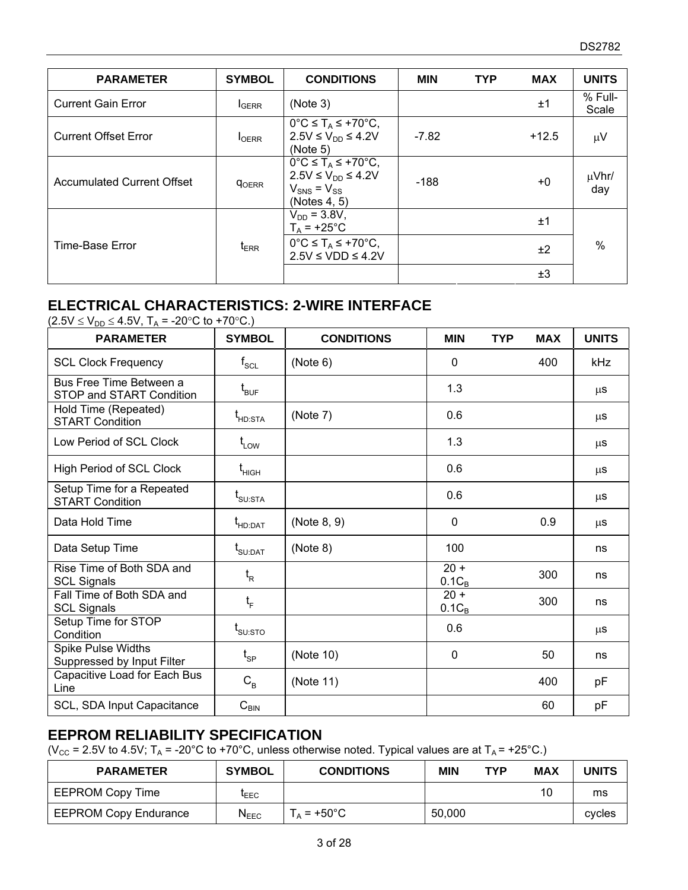| PARAMETER | SYMBOL | CONDITIONS | MIN | TYP | MAX | UNITS |
|---|---|---|---|---|---|---|
| Current Gain Error | $I_{GERR}$ | (Note 3) | | | ±1 | % Full-Scale |
| Current Offset Error | $I_{OERR}$ | 0°C ≤ $T_A$ ≤ +70°C, 2.5V ≤ $V_{DD}$ ≤ 4.2V (Note 5) | -7.82 | | +12.5 | μV |
| Accumulated Current Offset | $q_{OERR}$ | 0°C ≤ $T_A$ ≤ +70°C, 2.5V ≤ $V_{DD}$ ≤ 4.2V $V_{SNS}$ = $V_{SS}$ (Notes 4, 5) | -188 | | +0 | μVhr/day |
| Time-Base Error | $t_{ERR}$ | $V_{DD}$ = 3.8V, $T_A$ = +25°C | | | ±1 | % |
| | | 0°C ≤ $T_A$ ≤ +70°C, 2.5V ≤ VDD ≤ 4.2V | | | ±2 | |
| | | | | | ±3 | |

## ELECTRICAL CHARACTERISTICS: 2-WIRE INTERFACE

(2.5V ≤ $V_{DD}$ ≤ 4.5V, $T_A$ = -20°C to +70°C.)

| PARAMETER | SYMBOL | CONDITIONS | MIN | TYP | MAX | UNITS |
|---|---|---|---|---|---|---|
| SCL Clock Frequency | $f_{SCL}$ | (Note 6) | 0 | | 400 | kHz |
| Bus Free Time Between a STOP and START Condition | $t_{BUF}$ | | 1.3 | | | μs |
| Hold Time (Repeated) START Condition | $t_{HD:STA}$ | (Note 7) | 0.6 | | | μs |
| Low Period of SCL Clock | $t_{LOW}$ | | 1.3 | | | μs |
| High Period of SCL Clock | $t_{HIGH}$ | | 0.6 | | | μs |
| Setup Time for a Repeated START Condition | $t_{SU:STA}$ | | 0.6 | | | μs |
| Data Hold Time | $t_{HD:DAT}$ | (Note 8, 9) | 0 | | 0.9 | μs |
| Data Setup Time | $t_{SU:DAT}$ | (Note 8) | 100 | | | ns |
| Rise Time of Both SDA and SCL Signals | $t_R$ | | 20 + $0.1C_B$ | | 300 | ns |
| Fall Time of Both SDA and SCL Signals | $t_F$ | | 20 + $0.1C_B$ | | 300 | ns |
| Setup Time for STOP Condition | $t_{SU:STO}$ | | 0.6 | | | μs |
| Spike Pulse Widths Suppressed by Input Filter | $t_{SP}$ | (Note 10) | 0 | | 50 | ns |
| Capacitive Load for Each Bus Line | $C_B$ | (Note 11) | | | 400 | pF |
| SCL, SDA Input Capacitance | $C_{BIN}$ | | | | 60 | pF |

## EEPROM RELIABILITY SPECIFICATION

($V_{CC}$ = 2.5V to 4.5V; $T_A$ = -20°C to +70°C, unless otherwise noted. Typical values are at $T_A$ = +25°C.)

| PARAMETER | SYMBOL | CONDITIONS | MIN | TYP | MAX | UNITS |
|---|---|---|---|---|---|---|
| EEPROM Copy Time | $t_{EEC}$ | | | | 10 | ms |
| EEPROM Copy Endurance | $N_{EEC}$ | $T_A$ = +50°C | 50,000 | | | cycles |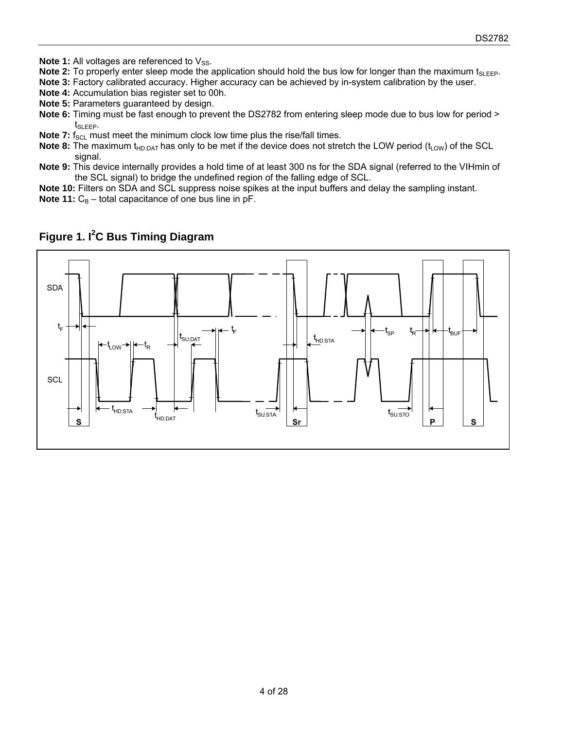**Note 1:** All voltages are referenced to $V_{SS}$.

**Note 2:** To properly enter sleep mode the application should hold the bus low for longer than the maximum $t_{SLEEP}$.

**Note 3:** Factory calibrated accuracy. Higher accuracy can be achieved by in-system calibration by the user.

**Note 4:** Accumulation bias register set to 00h.

**Note 5:** Parameters guaranteed by design.

**Note 6:** Timing must be fast enough to prevent the DS2782 from entering sleep mode due to bus low for period > $t_{SLEEP}$.

**Note 7:** $f_{SCL}$ must meet the minimum clock low time plus the rise/fall times.

**Note 8:** The maximum $t_{HD:DAT}$ has only to be met if the device does not stretch the LOW period ($t_{LOW}$) of the SCL signal.

**Note 9:** This device internally provides a hold time of at least 300 ns for the SDA signal (referred to the VIHmin of the SCL signal) to bridge the undefined region of the falling edge of SCL.

**Note 10:** Filters on SDA and SCL suppress noise spikes at the input buffers and delay the sampling instant.

**Note 11:** $C_B$ – total capacitance of one bus line in pF.

## Figure 1. I²C Bus Timing Diagram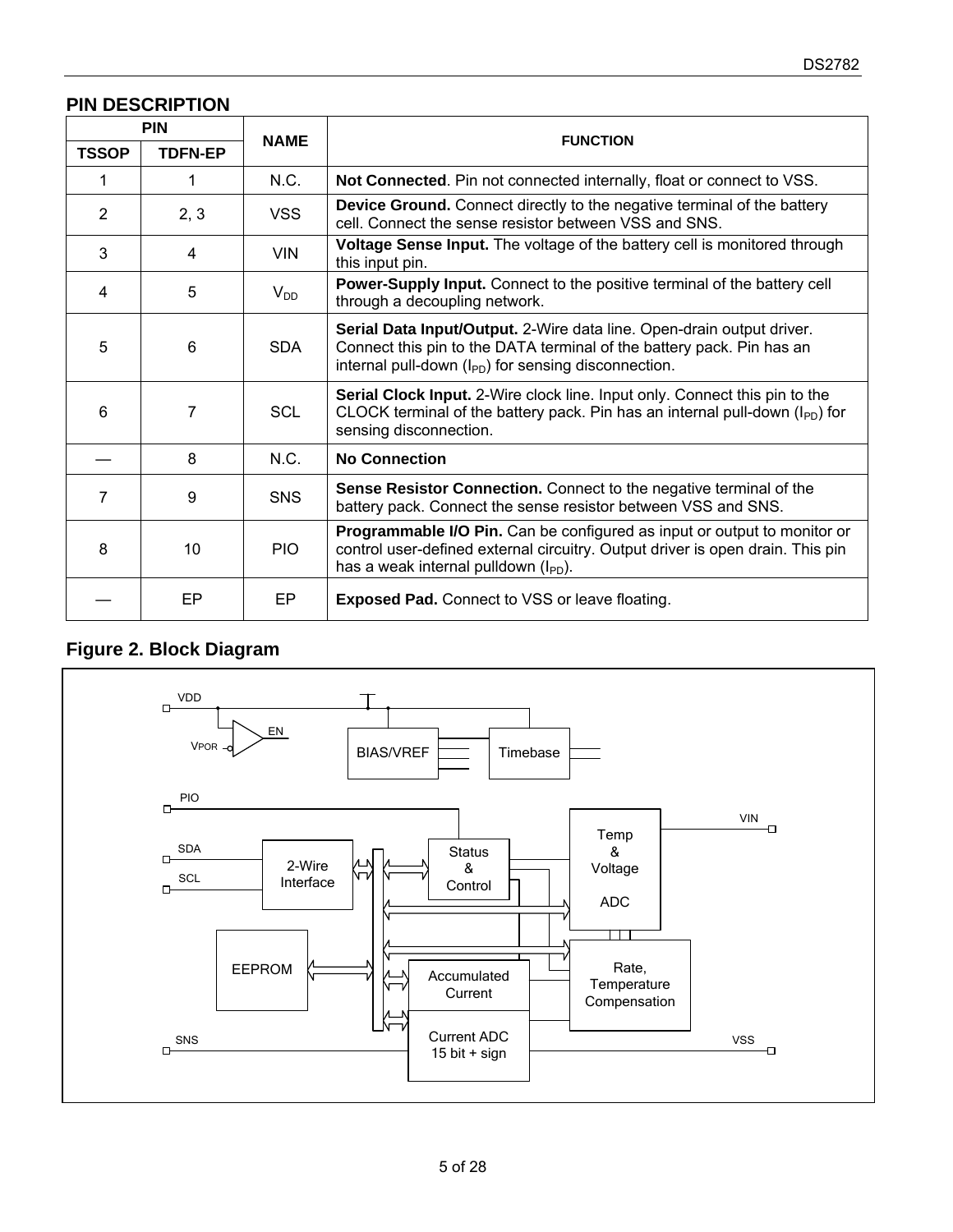## PIN DESCRIPTION

| PIN | | NAME | FUNCTION |
|---|---|---|---|
| TSSOP | TDFN-EP | | |
| 1 | 1 | N.C. | **Not Connected**. Pin not connected internally, float or connect to VSS. |
| 2 | 2, 3 | VSS | **Device Ground.** Connect directly to the negative terminal of the battery cell. Connect the sense resistor between VSS and SNS. |
| 3 | 4 | VIN | **Voltage Sense Input.** The voltage of the battery cell is monitored through this input pin. |
| 4 | 5 | $V_{DD}$ | **Power-Supply Input.** Connect to the positive terminal of the battery cell through a decoupling network. |
| 5 | 6 | SDA | **Serial Data Input/Output.** 2-Wire data line. Open-drain output driver. Connect this pin to the DATA terminal of the battery pack. Pin has an internal pull-down ($I_{PD}$) for sensing disconnection. |
| 6 | 7 | SCL | **Serial Clock Input.** 2-Wire clock line. Input only. Connect this pin to the CLOCK terminal of the battery pack. Pin has an internal pull-down ($I_{PD}$) for sensing disconnection. |
| — | 8 | N.C. | **No Connection** |
| 7 | 9 | SNS | **Sense Resistor Connection.** Connect to the negative terminal of the battery pack. Connect the sense resistor between VSS and SNS. |
| 8 | 10 | PIO | **Programmable I/O Pin.** Can be configured as input or output to monitor or control user-defined external circuitry. Output driver is open drain. This pin has a weak internal pulldown ($I_{PD}$). |
| — | EP | EP | **Exposed Pad.** Connect to VSS or leave floating. |

**Figure 2. Block Diagram**

VDD, VPOR, EN, BIAS/VREF, Timebase, PIO, VIN, SDA, SCL, 2-Wire Interface, Status & Control, Temp & Voltage ADC, EEPROM, Accumulated Current, Rate, Temperature Compensation, SNS, Current ADC 15 bit + sign, VSS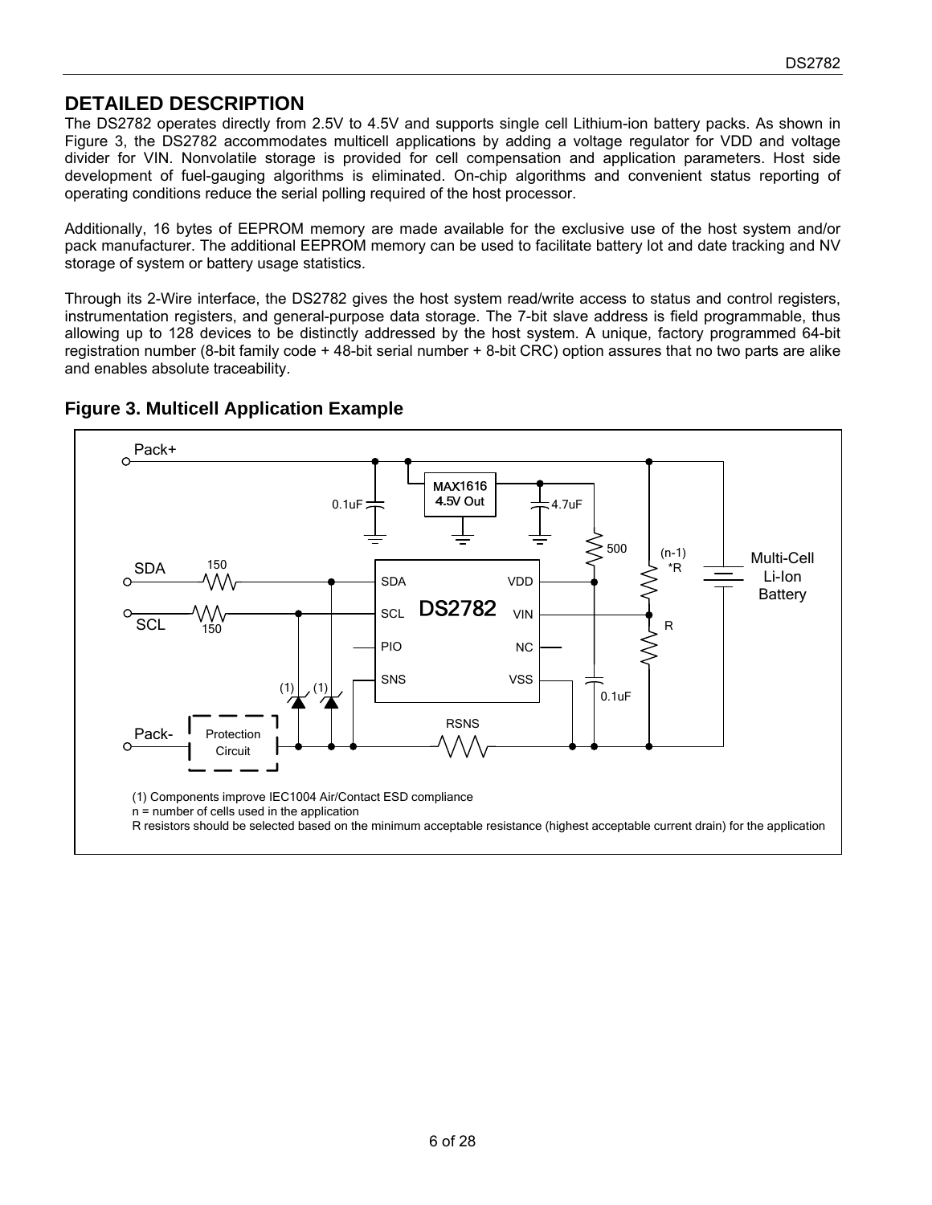## DETAILED DESCRIPTION

The DS2782 operates directly from 2.5V to 4.5V and supports single cell Lithium-ion battery packs. As shown in Figure 3, the DS2782 accommodates multicell applications by adding a voltage regulator for VDD and voltage divider for VIN. Nonvolatile storage is provided for cell compensation and application parameters. Host side development of fuel-gauging algorithms is eliminated. On-chip algorithms and convenient status reporting of operating conditions reduce the serial polling required of the host processor.

Additionally, 16 bytes of EEPROM memory are made available for the exclusive use of the host system and/or pack manufacturer. The additional EEPROM memory can be used to facilitate battery lot and date tracking and NV storage of system or battery usage statistics.

Through its 2-Wire interface, the DS2782 gives the host system read/write access to status and control registers, instrumentation registers, and general-purpose data storage. The 7-bit slave address is field programmable, thus allowing up to 128 devices to be distinctly addressed by the host system. A unique, factory programmed 64-bit registration number (8-bit family code + 48-bit serial number + 8-bit CRC) option assures that no two parts are alike and enables absolute traceability.

### Figure 3. Multicell Application Example

Pack+, SDA, SCL, Pack-, 150, 150, 0.1uF, MAX1616 4.5V Out, 4.7uF, 500, (n-1)*R, R, Multi-Cell Li-Ion Battery, DS2782 (SDA, SCL, PIO, SNS, VDD, VIN, NC, VSS), 0.1uF, RSNS, (1), (1), Protection Circuit

(1) Components improve IEC1004 Air/Contact ESD compliance
n = number of cells used in the application
R resistors should be selected based on the minimum acceptable resistance (highest acceptable current drain) for the application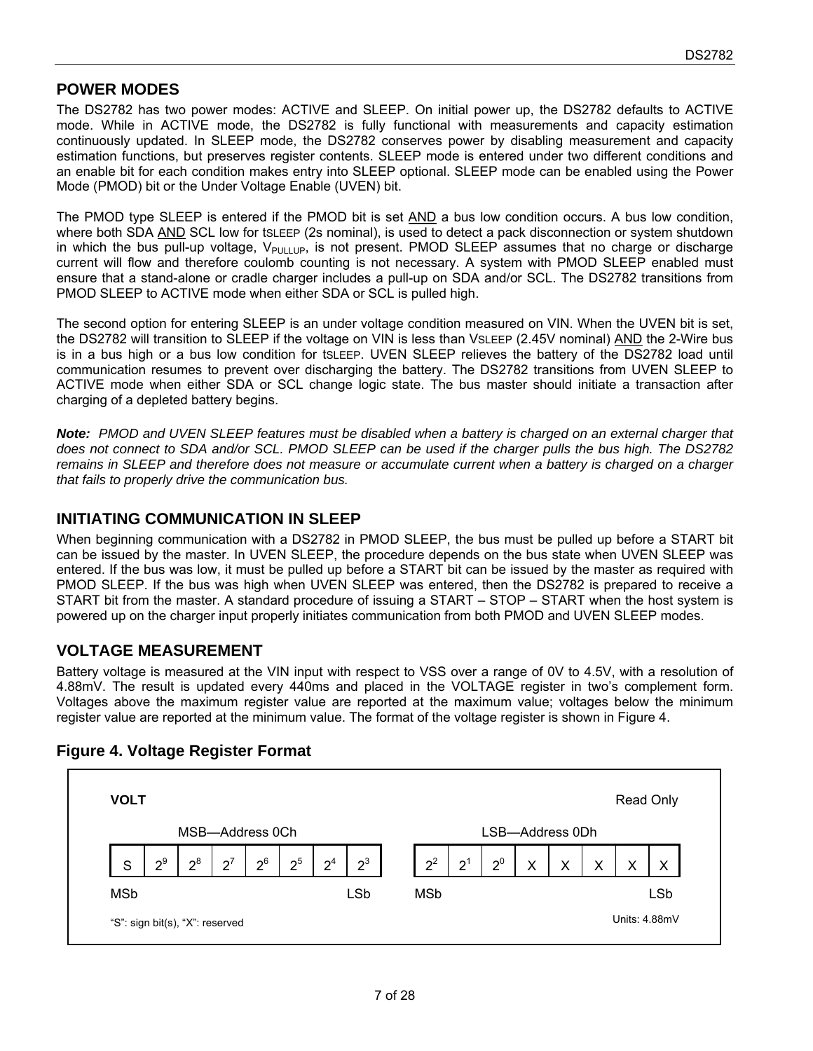## POWER MODES

The DS2782 has two power modes: ACTIVE and SLEEP. On initial power up, the DS2782 defaults to ACTIVE mode. While in ACTIVE mode, the DS2782 is fully functional with measurements and capacity estimation continuously updated. In SLEEP mode, the DS2782 conserves power by disabling measurement and capacity estimation functions, but preserves register contents. SLEEP mode is entered under two different conditions and an enable bit for each condition makes entry into SLEEP optional. SLEEP mode can be enabled using the Power Mode (PMOD) bit or the Under Voltage Enable (UVEN) bit.

The PMOD type SLEEP is entered if the PMOD bit is set AND a bus low condition occurs. A bus low condition, where both SDA AND SCL low for $t_{SLEEP}$ (2s nominal), is used to detect a pack disconnection or system shutdown in which the bus pull-up voltage, $V_{PULLUP}$, is not present. PMOD SLEEP assumes that no charge or discharge current will flow and therefore coulomb counting is not necessary. A system with PMOD SLEEP enabled must ensure that a stand-alone or cradle charger includes a pull-up on SDA and/or SCL. The DS2782 transitions from PMOD SLEEP to ACTIVE mode when either SDA or SCL is pulled high.

The second option for entering SLEEP is an under voltage condition measured on VIN. When the UVEN bit is set, the DS2782 will transition to SLEEP if the voltage on VIN is less than $V_{SLEEP}$ (2.45V nominal) AND the 2-Wire bus is in a bus high or a bus low condition for $t_{SLEEP}$. UVEN SLEEP relieves the battery of the DS2782 load until communication resumes to prevent over discharging the battery. The DS2782 transitions from UVEN SLEEP to ACTIVE mode when either SDA or SCL change logic state. The bus master should initiate a transaction after charging of a depleted battery begins.

***Note:*** *PMOD and UVEN SLEEP features must be disabled when a battery is charged on an external charger that does not connect to SDA and/or SCL. PMOD SLEEP can be used if the charger pulls the bus high. The DS2782 remains in SLEEP and therefore does not measure or accumulate current when a battery is charged on a charger that fails to properly drive the communication bus.*

## INITIATING COMMUNICATION IN SLEEP

When beginning communication with a DS2782 in PMOD SLEEP, the bus must be pulled up before a START bit can be issued by the master. In UVEN SLEEP, the procedure depends on the bus state when UVEN SLEEP was entered. If the bus was low, it must be pulled up before a START bit can be issued by the master as required with PMOD SLEEP. If the bus was high when UVEN SLEEP was entered, then the DS2782 is prepared to receive a START bit from the master. A standard procedure of issuing a START – STOP – START when the host system is powered up on the charger input properly initiates communication from both PMOD and UVEN SLEEP modes.

## VOLTAGE MEASUREMENT

Battery voltage is measured at the VIN input with respect to VSS over a range of 0V to 4.5V, with a resolution of 4.88mV. The result is updated every 440ms and placed in the VOLTAGE register in two's complement form. Voltages above the maximum register value are reported at the maximum value; voltages below the minimum register value are reported at the minimum value. The format of the voltage register is shown in Figure 4.

### Figure 4. Voltage Register Format

**VOLT** — Read Only

| MSB—Address 0Ch | | | | | | | | LSB—Address 0Dh | | | | | | | |
|---|---|---|---|---|---|---|---|---|---|---|---|---|---|---|---|
| S | $2^9$ | $2^8$ | $2^7$ | $2^6$ | $2^5$ | $2^4$ | $2^3$ | $2^2$ | $2^1$ | $2^0$ | X | X | X | X | X |
| MSb | | | | | | | LSb | MSb | | | | | | | LSb |

"S": sign bit(s), "X": reserved

Units: 4.88mV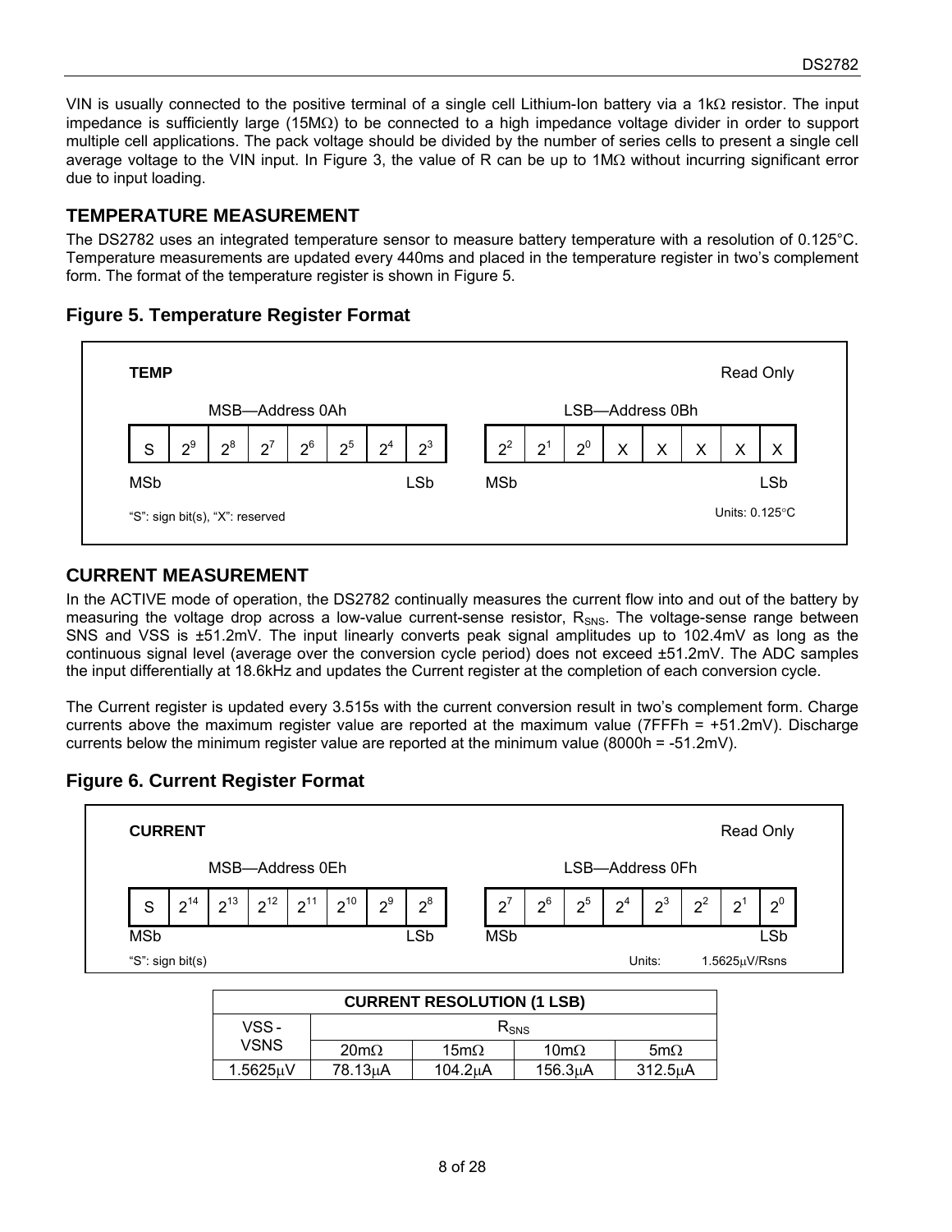VIN is usually connected to the positive terminal of a single cell Lithium-Ion battery via a 1kΩ resistor. The input impedance is sufficiently large (15MΩ) to be connected to a high impedance voltage divider in order to support multiple cell applications. The pack voltage should be divided by the number of series cells to present a single cell average voltage to the VIN input. In Figure 3, the value of R can be up to 1MΩ without incurring significant error due to input loading.

## TEMPERATURE MEASUREMENT

The DS2782 uses an integrated temperature sensor to measure battery temperature with a resolution of 0.125°C. Temperature measurements are updated every 440ms and placed in the temperature register in two's complement form. The format of the temperature register is shown in Figure 5.

### Figure 5. Temperature Register Format

**TEMP** — Read Only

| MSB—Address 0Ah | | | | | | | | LSB—Address 0Bh | | | | | | | |
|---|---|---|---|---|---|---|---|---|---|---|---|---|---|---|---|
| S | $2^9$ | $2^8$ | $2^7$ | $2^6$ | $2^5$ | $2^4$ | $2^3$ | $2^2$ | $2^1$ | $2^0$ | X | X | X | X | X |
| MSb | | | | | | | LSb | MSb | | | | | | | LSb |

"S": sign bit(s), "X": reserved — Units: 0.125°C

## CURRENT MEASUREMENT

In the ACTIVE mode of operation, the DS2782 continually measures the current flow into and out of the battery by measuring the voltage drop across a low-value current-sense resistor, $R_{SNS}$. The voltage-sense range between SNS and VSS is ±51.2mV. The input linearly converts peak signal amplitudes up to 102.4mV as long as the continuous signal level (average over the conversion cycle period) does not exceed ±51.2mV. The ADC samples the input differentially at 18.6kHz and updates the Current register at the completion of each conversion cycle.

The Current register is updated every 3.515s with the current conversion result in two's complement form. Charge currents above the maximum register value are reported at the maximum value (7FFFh = +51.2mV). Discharge currents below the minimum register value are reported at the minimum value (8000h = -51.2mV).

### Figure 6. Current Register Format

**CURRENT** — Read Only

| MSB—Address 0Eh | | | | | | | | LSB—Address 0Fh | | | | | | | |
|---|---|---|---|---|---|---|---|---|---|---|---|---|---|---|---|
| S | $2^{14}$ | $2^{13}$ | $2^{12}$ | $2^{11}$ | $2^{10}$ | $2^9$ | $2^8$ | $2^7$ | $2^6$ | $2^5$ | $2^4$ | $2^3$ | $2^2$ | $2^1$ | $2^0$ |
| MSb | | | | | | | LSb | MSb | | | | | | | LSb |

"S": sign bit(s) — Units: 1.5625μV/Rsns

| CURRENT RESOLUTION (1 LSB) | | | | |
|---|---|---|---|---|
| VSS - VSNS | $R_{SNS}$ | | | |
| | 20mΩ | 15mΩ | 10mΩ | 5mΩ |
| 1.5625μV | 78.13μA | 104.2μA | 156.3μA | 312.5μA |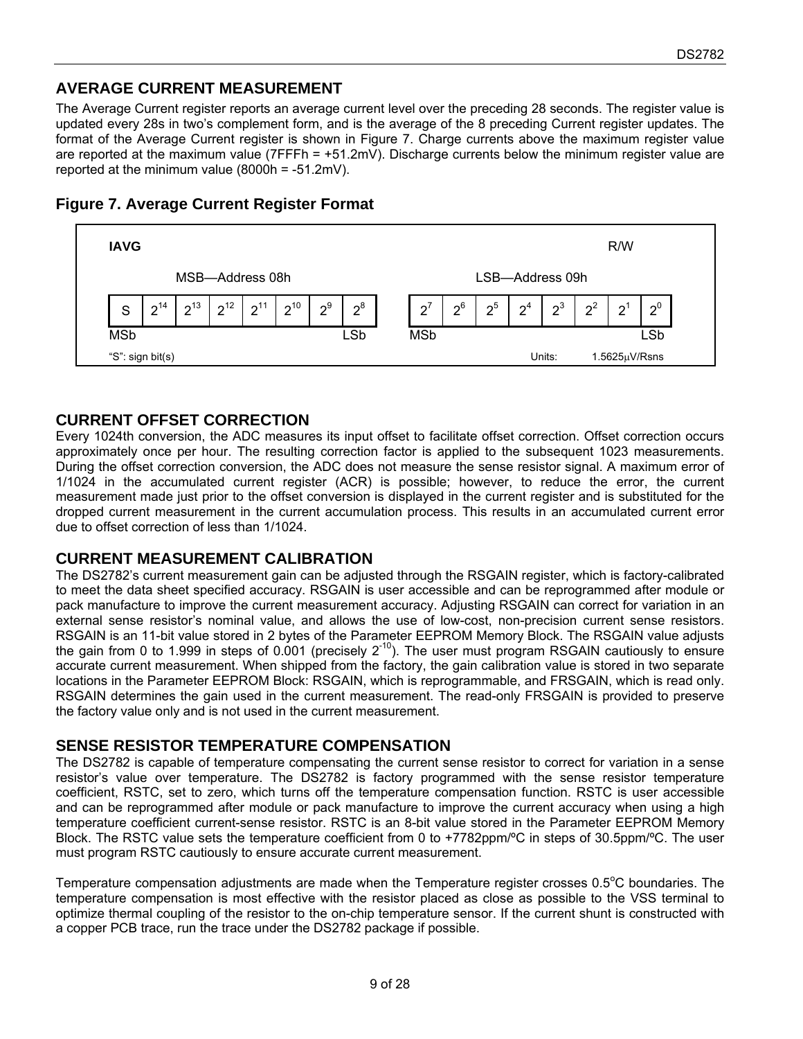## AVERAGE CURRENT MEASUREMENT

The Average Current register reports an average current level over the preceding 28 seconds. The register value is updated every 28s in two's complement form, and is the average of the 8 preceding Current register updates. The format of the Average Current register is shown in Figure 7. Charge currents above the maximum register value are reported at the maximum value (7FFFh = +51.2mV). Discharge currents below the minimum register value are reported at the minimum value (8000h = -51.2mV).

### Figure 7. Average Current Register Format

**IAVG** R/W

| MSB—Address 08h | | | | | | | | LSB—Address 09h | | | | | | | |
|---|---|---|---|---|---|---|---|---|---|---|---|---|---|---|---|
| S | $2^{14}$ | $2^{13}$ | $2^{12}$ | $2^{11}$ | $2^{10}$ | $2^{9}$ | $2^{8}$ | $2^{7}$ | $2^{6}$ | $2^{5}$ | $2^{4}$ | $2^{3}$ | $2^{2}$ | $2^{1}$ | $2^{0}$ |
| MSb | | | | | | | LSb | MSb | | | | | | | LSb |

"S": sign bit(s) Units: 1.5625μV/Rsns

## CURRENT OFFSET CORRECTION

Every 1024th conversion, the ADC measures its input offset to facilitate offset correction. Offset correction occurs approximately once per hour. The resulting correction factor is applied to the subsequent 1023 measurements. During the offset correction conversion, the ADC does not measure the sense resistor signal. A maximum error of 1/1024 in the accumulated current register (ACR) is possible; however, to reduce the error, the current measurement made just prior to the offset conversion is displayed in the current register and is substituted for the dropped current measurement in the current accumulation process. This results in an accumulated current error due to offset correction of less than 1/1024.

## CURRENT MEASUREMENT CALIBRATION

The DS2782's current measurement gain can be adjusted through the RSGAIN register, which is factory-calibrated to meet the data sheet specified accuracy. RSGAIN is user accessible and can be reprogrammed after module or pack manufacture to improve the current measurement accuracy. Adjusting RSGAIN can correct for variation in an external sense resistor's nominal value, and allows the use of low-cost, non-precision current sense resistors. RSGAIN is an 11-bit value stored in 2 bytes of the Parameter EEPROM Memory Block. The RSGAIN value adjusts the gain from 0 to 1.999 in steps of 0.001 (precisely $2^{-10}$). The user must program RSGAIN cautiously to ensure accurate current measurement. When shipped from the factory, the gain calibration value is stored in two separate locations in the Parameter EEPROM Block: RSGAIN, which is reprogrammable, and FRSGAIN, which is read only. RSGAIN determines the gain used in the current measurement. The read-only FRSGAIN is provided to preserve the factory value only and is not used in the current measurement.

## SENSE RESISTOR TEMPERATURE COMPENSATION

The DS2782 is capable of temperature compensating the current sense resistor to correct for variation in a sense resistor's value over temperature. The DS2782 is factory programmed with the sense resistor temperature coefficient, RSTC, set to zero, which turns off the temperature compensation function. RSTC is user accessible and can be reprogrammed after module or pack manufacture to improve the current accuracy when using a high temperature coefficient current-sense resistor. RSTC is an 8-bit value stored in the Parameter EEPROM Memory Block. The RSTC value sets the temperature coefficient from 0 to +7782ppm/ºC in steps of 30.5ppm/ºC. The user must program RSTC cautiously to ensure accurate current measurement.

Temperature compensation adjustments are made when the Temperature register crosses 0.5°C boundaries. The temperature compensation is most effective with the resistor placed as close as possible to the VSS terminal to optimize thermal coupling of the resistor to the on-chip temperature sensor. If the current shunt is constructed with a copper PCB trace, run the trace under the DS2782 package if possible.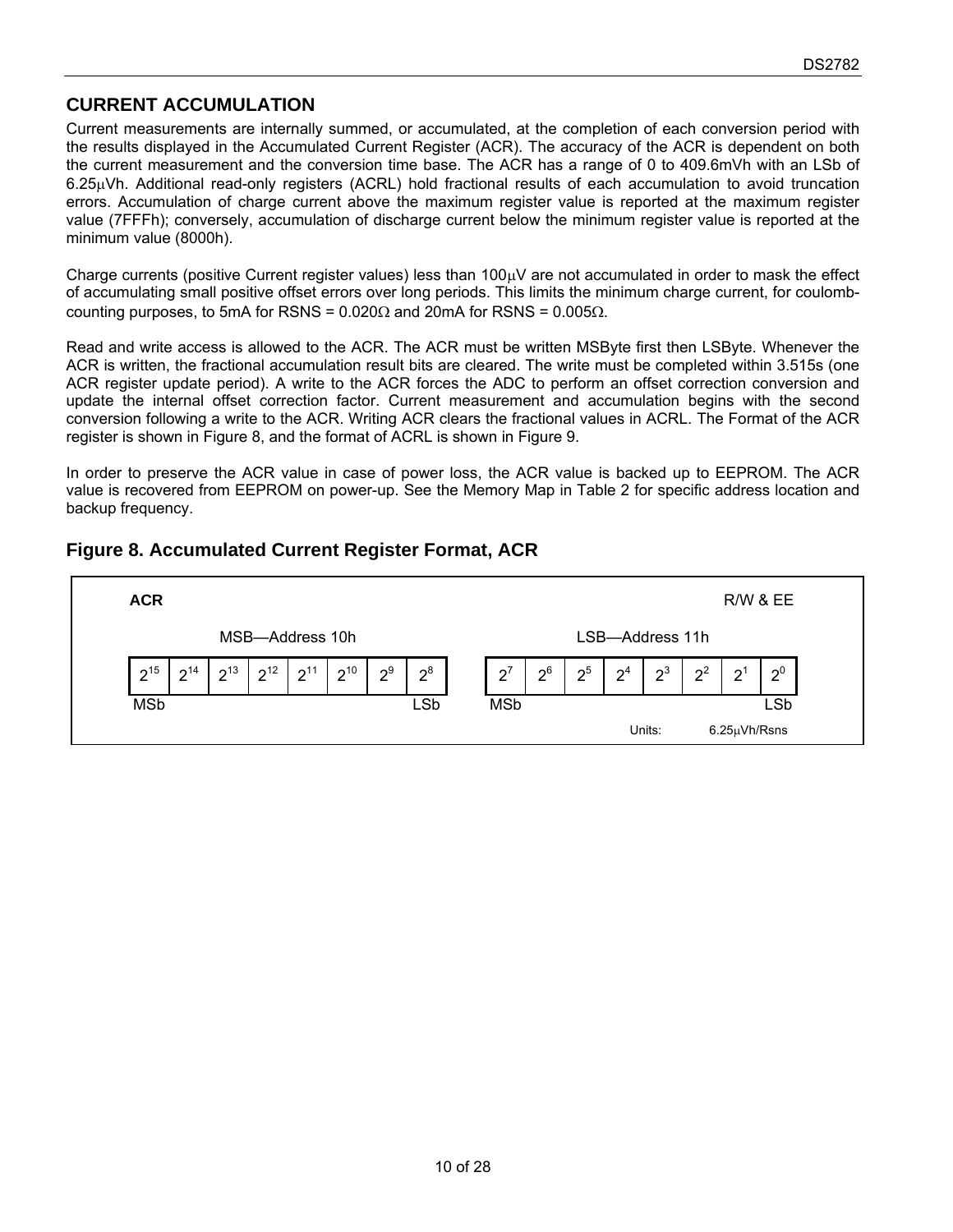## CURRENT ACCUMULATION

Current measurements are internally summed, or accumulated, at the completion of each conversion period with the results displayed in the Accumulated Current Register (ACR). The accuracy of the ACR is dependent on both the current measurement and the conversion time base. The ACR has a range of 0 to 409.6mVh with an LSb of 6.25μVh. Additional read-only registers (ACRL) hold fractional results of each accumulation to avoid truncation errors. Accumulation of charge current above the maximum register value is reported at the maximum register value (7FFFh); conversely, accumulation of discharge current below the minimum register value is reported at the minimum value (8000h).

Charge currents (positive Current register values) less than 100μV are not accumulated in order to mask the effect of accumulating small positive offset errors over long periods. This limits the minimum charge current, for coulomb-counting purposes, to 5mA for RSNS = 0.020Ω and 20mA for RSNS = 0.005Ω.

Read and write access is allowed to the ACR. The ACR must be written MSByte first then LSByte. Whenever the ACR is written, the fractional accumulation result bits are cleared. The write must be completed within 3.515s (one ACR register update period). A write to the ACR forces the ADC to perform an offset correction conversion and update the internal offset correction factor. Current measurement and accumulation begins with the second conversion following a write to the ACR. Writing ACR clears the fractional values in ACRL. The Format of the ACR register is shown in Figure 8, and the format of ACRL is shown in Figure 9.

In order to preserve the ACR value in case of power loss, the ACR value is backed up to EEPROM. The ACR value is recovered from EEPROM on power-up. See the Memory Map in Table 2 for specific address location and backup frequency.

### Figure 8. Accumulated Current Register Format, ACR

**ACR** — R/W & EE

| MSB—Address 10h | | | | | | | | LSB—Address 11h | | | | | | | |
|---|---|---|---|---|---|---|---|---|---|---|---|---|---|---|---|
| $2^{15}$ | $2^{14}$ | $2^{13}$ | $2^{12}$ | $2^{11}$ | $2^{10}$ | $2^{9}$ | $2^{8}$ | $2^{7}$ | $2^{6}$ | $2^{5}$ | $2^{4}$ | $2^{3}$ | $2^{2}$ | $2^{1}$ | $2^{0}$ |
| MSb | | | | | | | LSb | MSb | | | | | | | LSb |

Units: 6.25μVh/Rsns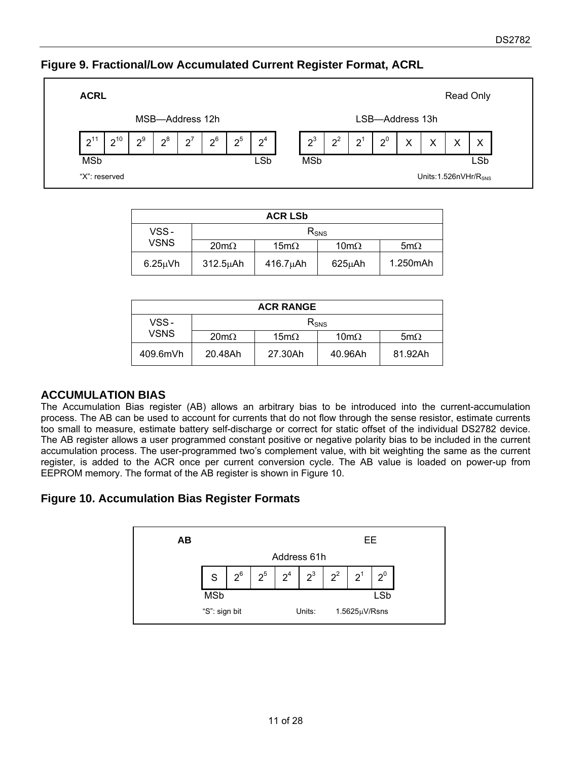### Figure 9. Fractional/Low Accumulated Current Register Format, ACRL

**ACRL** — Read Only

MSB—Address 12h

| $2^{11}$ | $2^{10}$ | $2^9$ | $2^8$ | $2^7$ | $2^6$ | $2^5$ | $2^4$ |
|---|---|---|---|---|---|---|---|
| MSb | | | | | | | LSb |

LSB—Address 13h

| $2^3$ | $2^2$ | $2^1$ | $2^0$ | X | X | X | X |
|---|---|---|---|---|---|---|---|
| MSb | | | | | | | LSb |

"X": reserved — Units: 1.526nVHr/$R_{SNS}$

| ACR LSb | | | | |
|---|---|---|---|---|
| VSS - VSNS | $R_{SNS}$ | | | |
| | 20mΩ | 15mΩ | 10mΩ | 5mΩ |
| 6.25μVh | 312.5μAh | 416.7μAh | 625μAh | 1.250mAh |

| ACR RANGE | | | | |
|---|---|---|---|---|
| VSS - VSNS | $R_{SNS}$ | | | |
| | 20mΩ | 15mΩ | 10mΩ | 5mΩ |
| 409.6mVh | 20.48Ah | 27.30Ah | 40.96Ah | 81.92Ah |

## ACCUMULATION BIAS

The Accumulation Bias register (AB) allows an arbitrary bias to be introduced into the current-accumulation process. The AB can be used to account for currents that do not flow through the sense resistor, estimate currents too small to measure, estimate battery self-discharge or correct for static offset of the individual DS2782 device. The AB register allows a user programmed constant positive or negative polarity bias to be included in the current accumulation process. The user-programmed two's complement value, with bit weighting the same as the current register, is added to the ACR once per current conversion cycle. The AB value is loaded on power-up from EEPROM memory. The format of the AB register is shown in Figure 10.

### Figure 10. Accumulation Bias Register Formats

**AB** — EE

Address 61h

| S | $2^6$ | $2^5$ | $2^4$ | $2^3$ | $2^2$ | $2^1$ | $2^0$ |
|---|---|---|---|---|---|---|---|
| MSb | | | | | | | LSb |

"S": sign bit — Units: 1.5625μV/Rsns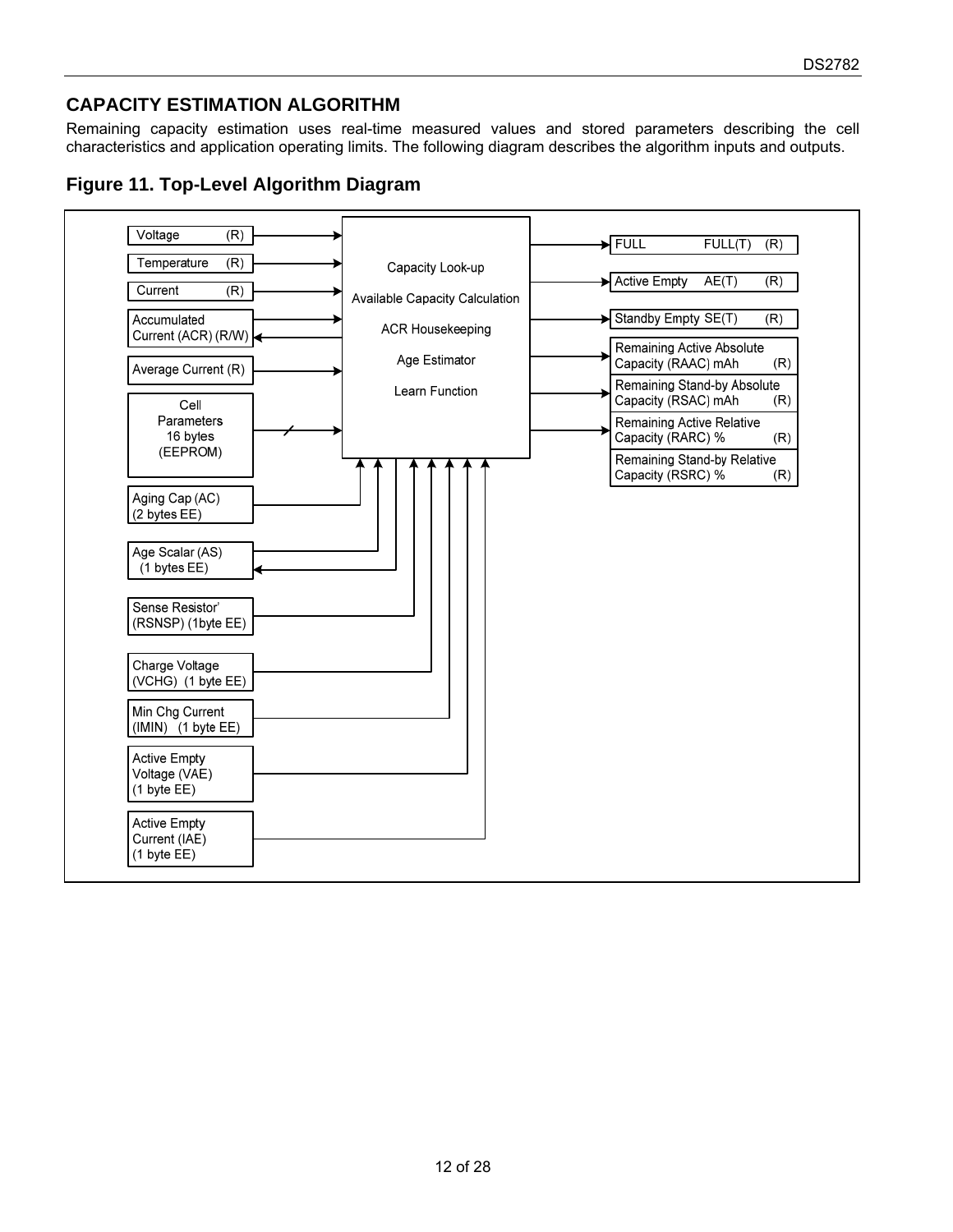## CAPACITY ESTIMATION ALGORITHM

Remaining capacity estimation uses real-time measured values and stored parameters describing the cell characteristics and application operating limits. The following diagram describes the algorithm inputs and outputs.

### Figure 11. Top-Level Algorithm Diagram

Inputs:
- Voltage (R)
- Temperature (R)
- Current (R)
- Accumulated Current (ACR) (R/W)
- Average Current (R)
- Cell Parameters 16 bytes (EEPROM)
- Aging Cap (AC) (2 bytes EE)
- Age Scalar (AS) (1 bytes EE)
- Sense Resistor' (RSNSP) (1byte EE)
- Charge Voltage (VCHG) (1 byte EE)
- Min Chg Current (IMIN) (1 byte EE)
- Active Empty Voltage (VAE) (1 byte EE)
- Active Empty Current (IAE) (1 byte EE)

Algorithm:
- Capacity Look-up
- Available Capacity Calculation
- ACR Housekeeping
- Age Estimator
- Learn Function

Outputs:
- FULL FULL(T) (R)
- Active Empty AE(T) (R)
- Standby Empty SE(T) (R)
- Remaining Active Absolute Capacity (RAAC) mAh (R)
- Remaining Stand-by Absolute Capacity (RSAC) mAh (R)
- Remaining Active Relative Capacity (RARC) % (R)
- Remaining Stand-by Relative Capacity (RSRC) % (R)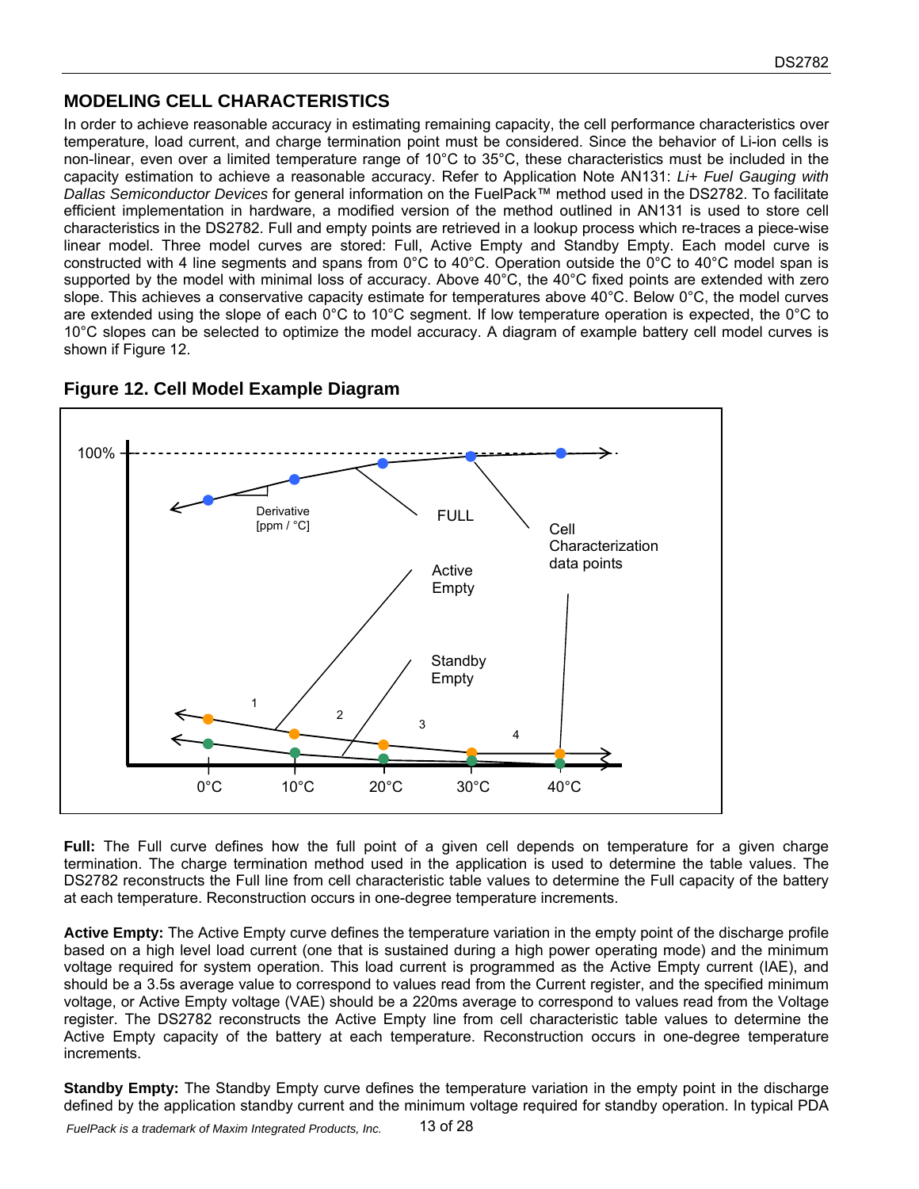## MODELING CELL CHARACTERISTICS

In order to achieve reasonable accuracy in estimating remaining capacity, the cell performance characteristics over temperature, load current, and charge termination point must be considered. Since the behavior of Li-ion cells is non-linear, even over a limited temperature range of 10°C to 35°C, these characteristics must be included in the capacity estimation to achieve a reasonable accuracy. Refer to Application Note AN131: *Li+ Fuel Gauging with Dallas Semiconductor Devices* for general information on the FuelPack™ method used in the DS2782. To facilitate efficient implementation in hardware, a modified version of the method outlined in AN131 is used to store cell characteristics in the DS2782. Full and empty points are retrieved in a lookup process which re-traces a piece-wise linear model. Three model curves are stored: Full, Active Empty and Standby Empty. Each model curve is constructed with 4 line segments and spans from 0°C to 40°C. Operation outside the 0°C to 40°C model span is supported by the model with minimal loss of accuracy. Above 40°C, the 40°C fixed points are extended with zero slope. This achieves a conservative capacity estimate for temperatures above 40°C. Below 0°C, the model curves are extended using the slope of each 0°C to 10°C segment. If low temperature operation is expected, the 0°C to 10°C slopes can be selected to optimize the model accuracy. A diagram of example battery cell model curves is shown if Figure 12.

### Figure 12. Cell Model Example Diagram

**Full:** The Full curve defines how the full point of a given cell depends on temperature for a given charge termination. The charge termination method used in the application is used to determine the table values. The DS2782 reconstructs the Full line from cell characteristic table values to determine the Full capacity of the battery at each temperature. Reconstruction occurs in one-degree temperature increments.

**Active Empty:** The Active Empty curve defines the temperature variation in the empty point of the discharge profile based on a high level load current (one that is sustained during a high power operating mode) and the minimum voltage required for system operation. This load current is programmed as the Active Empty current (IAE), and should be a 3.5s average value to correspond to values read from the Current register, and the specified minimum voltage, or Active Empty voltage (VAE) should be a 220ms average to correspond to values read from the Voltage register. The DS2782 reconstructs the Active Empty line from cell characteristic table values to determine the Active Empty capacity of the battery at each temperature. Reconstruction occurs in one-degree temperature increments.

**Standby Empty:** The Standby Empty curve defines the temperature variation in the empty point in the discharge defined by the application standby current and the minimum voltage required for standby operation. In typical PDA

FuelPack is a trademark of Maxim Integrated Products, Inc.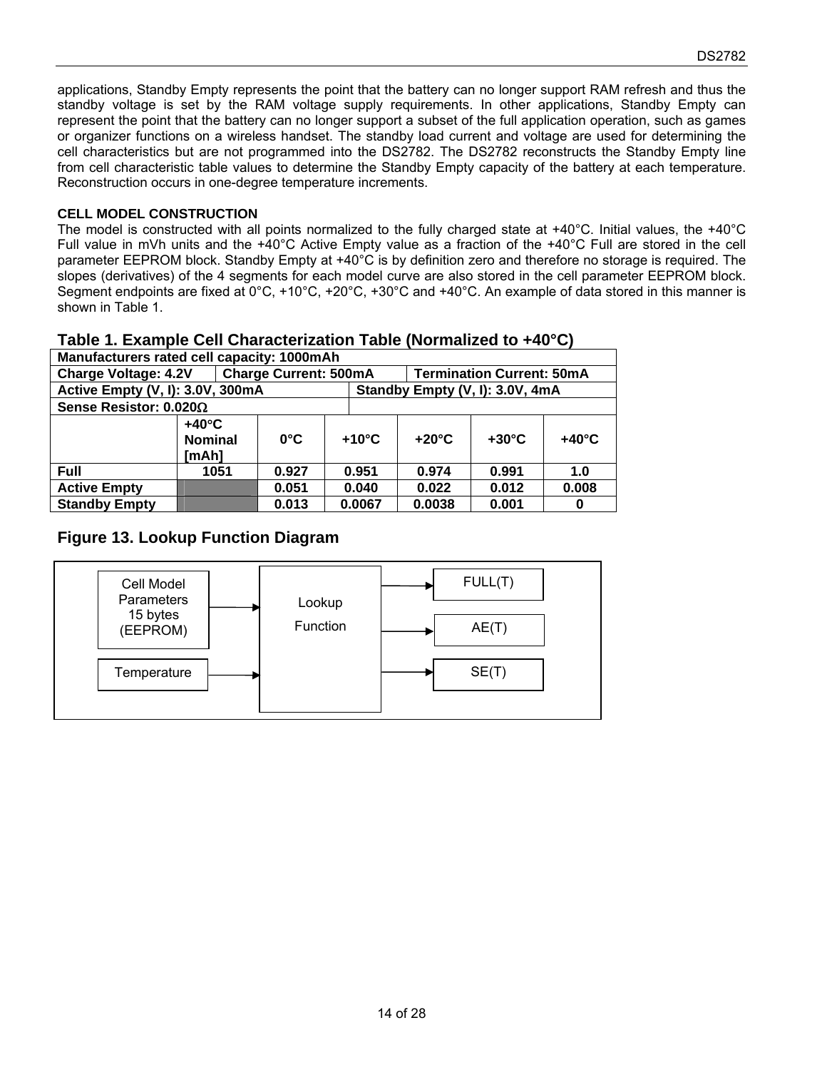applications, Standby Empty represents the point that the battery can no longer support RAM refresh and thus the standby voltage is set by the RAM voltage supply requirements. In other applications, Standby Empty can represent the point that the battery can no longer support a subset of the full application operation, such as games or organizer functions on a wireless handset. The standby load current and voltage are used for determining the cell characteristics but are not programmed into the DS2782. The DS2782 reconstructs the Standby Empty line from cell characteristic table values to determine the Standby Empty capacity of the battery at each temperature. Reconstruction occurs in one-degree temperature increments.

### CELL MODEL CONSTRUCTION

The model is constructed with all points normalized to the fully charged state at +40°C. Initial values, the +40°C Full value in mVh units and the +40°C Active Empty value as a fraction of the +40°C Full are stored in the cell parameter EEPROM block. Standby Empty at +40°C is by definition zero and therefore no storage is required. The slopes (derivatives) of the 4 segments for each model curve are also stored in the cell parameter EEPROM block. Segment endpoints are fixed at 0°C, +10°C, +20°C, +30°C and +40°C. An example of data stored in this manner is shown in Table 1.

## Table 1. Example Cell Characterization Table (Normalized to +40°C)

| **Manufacturers rated cell capacity: 1000mAh** | | | | | | |
|---|---|---|---|---|---|---|
| **Charge Voltage: 4.2V** | **Charge Current: 500mA** | | | **Termination Current: 50mA** | | |
| **Active Empty (V, I): 3.0V, 300mA** | | | **Standby Empty (V, I): 3.0V, 4mA** | | | |
| **Sense Resistor: 0.020Ω** | | | | | | |
| | **+40°C Nominal [mAh]** | **0°C** | **+10°C** | **+20°C** | **+30°C** | **+40°C** |
| **Full** | **1051** | **0.927** | **0.951** | **0.974** | **0.991** | **1.0** |
| **Active Empty** | | **0.051** | **0.040** | **0.022** | **0.012** | **0.008** |
| **Standby Empty** | | **0.013** | **0.0067** | **0.0038** | **0.001** | **0** |

## Figure 13. Lookup Function Diagram

Cell Model Parameters 15 bytes (EEPROM) → Lookup Function
Temperature → Lookup Function
Lookup Function → FULL(T), AE(T), SE(T)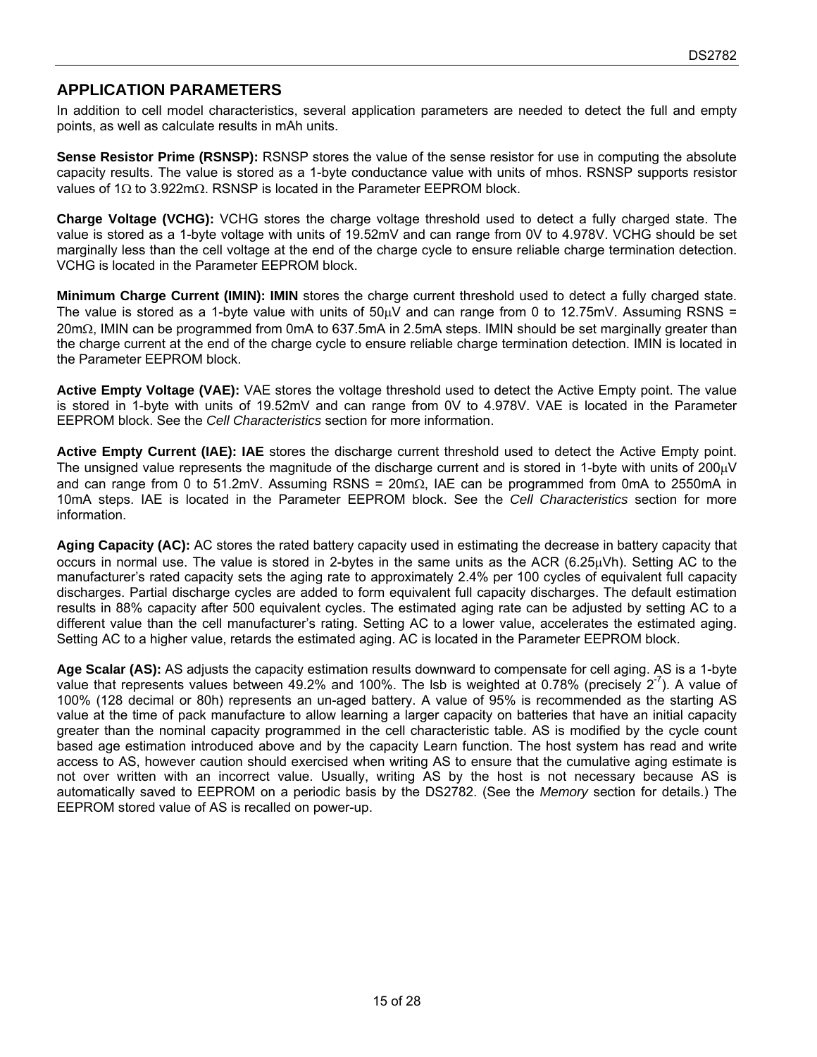## APPLICATION PARAMETERS

In addition to cell model characteristics, several application parameters are needed to detect the full and empty points, as well as calculate results in mAh units.

**Sense Resistor Prime (RSNSP):** RSNSP stores the value of the sense resistor for use in computing the absolute capacity results. The value is stored as a 1-byte conductance value with units of mhos. RSNSP supports resistor values of 1Ω to 3.922mΩ. RSNSP is located in the Parameter EEPROM block.

**Charge Voltage (VCHG):** VCHG stores the charge voltage threshold used to detect a fully charged state. The value is stored as a 1-byte voltage with units of 19.52mV and can range from 0V to 4.978V. VCHG should be set marginally less than the cell voltage at the end of the charge cycle to ensure reliable charge termination detection. VCHG is located in the Parameter EEPROM block.

**Minimum Charge Current (IMIN): IMIN** stores the charge current threshold used to detect a fully charged state. The value is stored as a 1-byte value with units of 50μV and can range from 0 to 12.75mV. Assuming RSNS = 20mΩ, IMIN can be programmed from 0mA to 637.5mA in 2.5mA steps. IMIN should be set marginally greater than the charge current at the end of the charge cycle to ensure reliable charge termination detection. IMIN is located in the Parameter EEPROM block.

**Active Empty Voltage (VAE):** VAE stores the voltage threshold used to detect the Active Empty point. The value is stored in 1-byte with units of 19.52mV and can range from 0V to 4.978V. VAE is located in the Parameter EEPROM block. See the *Cell Characteristics* section for more information.

**Active Empty Current (IAE): IAE** stores the discharge current threshold used to detect the Active Empty point. The unsigned value represents the magnitude of the discharge current and is stored in 1-byte with units of 200μV and can range from 0 to 51.2mV. Assuming RSNS = 20mΩ, IAE can be programmed from 0mA to 2550mA in 10mA steps. IAE is located in the Parameter EEPROM block. See the *Cell Characteristics* section for more information.

**Aging Capacity (AC):** AC stores the rated battery capacity used in estimating the decrease in battery capacity that occurs in normal use. The value is stored in 2-bytes in the same units as the ACR (6.25μVh). Setting AC to the manufacturer's rated capacity sets the aging rate to approximately 2.4% per 100 cycles of equivalent full capacity discharges. Partial discharge cycles are added to form equivalent full capacity discharges. The default estimation results in 88% capacity after 500 equivalent cycles. The estimated aging rate can be adjusted by setting AC to a different value than the cell manufacturer's rating. Setting AC to a lower value, accelerates the estimated aging. Setting AC to a higher value, retards the estimated aging. AC is located in the Parameter EEPROM block.

**Age Scalar (AS):** AS adjusts the capacity estimation results downward to compensate for cell aging. AS is a 1-byte value that represents values between 49.2% and 100%. The lsb is weighted at 0.78% (precisely $2^{-7}$). A value of 100% (128 decimal or 80h) represents an un-aged battery. A value of 95% is recommended as the starting AS value at the time of pack manufacture to allow learning a larger capacity on batteries that have an initial capacity greater than the nominal capacity programmed in the cell characteristic table. AS is modified by the cycle count based age estimation introduced above and by the capacity Learn function. The host system has read and write access to AS, however caution should exercised when writing AS to ensure that the cumulative aging estimate is not over written with an incorrect value. Usually, writing AS by the host is not necessary because AS is automatically saved to EEPROM on a periodic basis by the DS2782. (See the *Memory* section for details.) The EEPROM stored value of AS is recalled on power-up.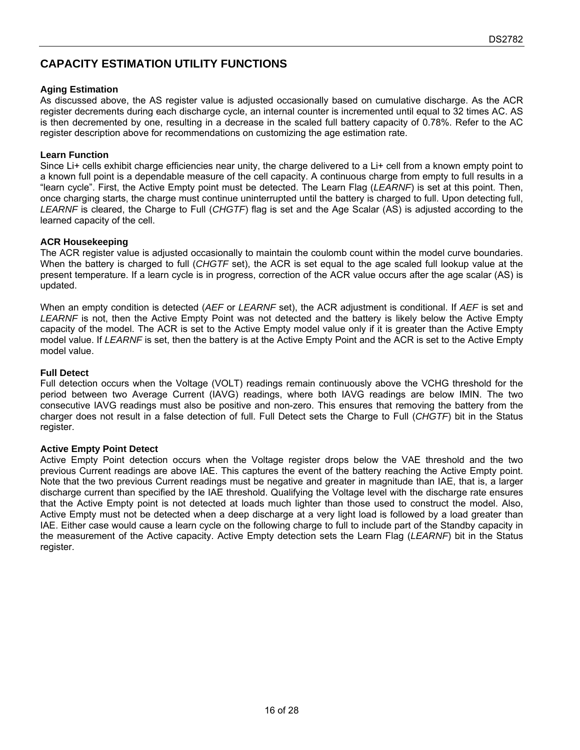## CAPACITY ESTIMATION UTILITY FUNCTIONS

### Aging Estimation

As discussed above, the AS register value is adjusted occasionally based on cumulative discharge. As the ACR register decrements during each discharge cycle, an internal counter is incremented until equal to 32 times AC. AS is then decremented by one, resulting in a decrease in the scaled full battery capacity of 0.78%. Refer to the AC register description above for recommendations on customizing the age estimation rate.

### Learn Function

Since Li+ cells exhibit charge efficiencies near unity, the charge delivered to a Li+ cell from a known empty point to a known full point is a dependable measure of the cell capacity. A continuous charge from empty to full results in a "learn cycle". First, the Active Empty point must be detected. The Learn Flag (*LEARNF*) is set at this point. Then, once charging starts, the charge must continue uninterrupted until the battery is charged to full. Upon detecting full, *LEARNF* is cleared, the Charge to Full (*CHGTF*) flag is set and the Age Scalar (AS) is adjusted according to the learned capacity of the cell.

### ACR Housekeeping

The ACR register value is adjusted occasionally to maintain the coulomb count within the model curve boundaries. When the battery is charged to full (*CHGTF* set), the ACR is set equal to the age scaled full lookup value at the present temperature. If a learn cycle is in progress, correction of the ACR value occurs after the age scalar (AS) is updated.

When an empty condition is detected (*AEF* or *LEARNF* set), the ACR adjustment is conditional. If *AEF* is set and *LEARNF* is not, then the Active Empty Point was not detected and the battery is likely below the Active Empty capacity of the model. The ACR is set to the Active Empty model value only if it is greater than the Active Empty model value. If *LEARNF* is set, then the battery is at the Active Empty Point and the ACR is set to the Active Empty model value.

### Full Detect

Full detection occurs when the Voltage (VOLT) readings remain continuously above the VCHG threshold for the period between two Average Current (IAVG) readings, where both IAVG readings are below IMIN. The two consecutive IAVG readings must also be positive and non-zero. This ensures that removing the battery from the charger does not result in a false detection of full. Full Detect sets the Charge to Full (*CHGTF*) bit in the Status register.

### Active Empty Point Detect

Active Empty Point detection occurs when the Voltage register drops below the VAE threshold and the two previous Current readings are above IAE. This captures the event of the battery reaching the Active Empty point. Note that the two previous Current readings must be negative and greater in magnitude than IAE, that is, a larger discharge current than specified by the IAE threshold. Qualifying the Voltage level with the discharge rate ensures that the Active Empty point is not detected at loads much lighter than those used to construct the model. Also, Active Empty must not be detected when a deep discharge at a very light load is followed by a load greater than IAE. Either case would cause a learn cycle on the following charge to full to include part of the Standby capacity in the measurement of the Active capacity. Active Empty detection sets the Learn Flag (*LEARNF*) bit in the Status register.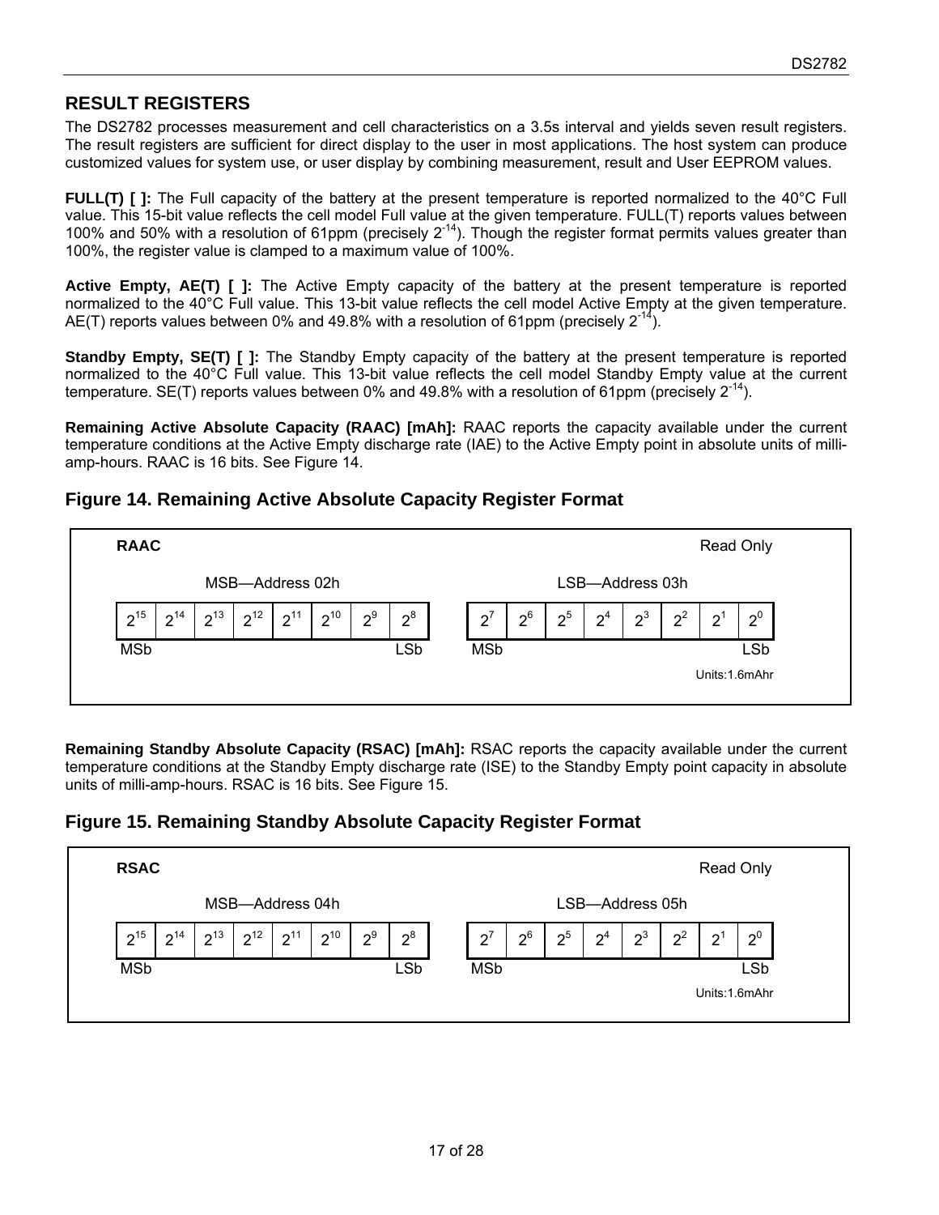## RESULT REGISTERS

The DS2782 processes measurement and cell characteristics on a 3.5s interval and yields seven result registers. The result registers are sufficient for direct display to the user in most applications. The host system can produce customized values for system use, or user display by combining measurement, result and User EEPROM values.

**FULL(T) [ ]:** The Full capacity of the battery at the present temperature is reported normalized to the 40°C Full value. This 15-bit value reflects the cell model Full value at the given temperature. FULL(T) reports values between 100% and 50% with a resolution of 61ppm (precisely $2^{-14}$). Though the register format permits values greater than 100%, the register value is clamped to a maximum value of 100%.

**Active Empty, AE(T) [ ]:** The Active Empty capacity of the battery at the present temperature is reported normalized to the 40°C Full value. This 13-bit value reflects the cell model Active Empty at the given temperature. AE(T) reports values between 0% and 49.8% with a resolution of 61ppm (precisely $2^{-14}$).

**Standby Empty, SE(T) [ ]:** The Standby Empty capacity of the battery at the present temperature is reported normalized to the 40°C Full value. This 13-bit value reflects the cell model Standby Empty value at the current temperature. SE(T) reports values between 0% and 49.8% with a resolution of 61ppm (precisely $2^{-14}$).

**Remaining Active Absolute Capacity (RAAC) [mAh]:** RAAC reports the capacity available under the current temperature conditions at the Active Empty discharge rate (IAE) to the Active Empty point in absolute units of milli-amp-hours. RAAC is 16 bits. See Figure 14.

### Figure 14. Remaining Active Absolute Capacity Register Format

**RAAC** — Read Only

| MSB—Address 02h | | | | | | | | LSB—Address 03h | | | | | | | |
|---|---|---|---|---|---|---|---|---|---|---|---|---|---|---|---|
| $2^{15}$ | $2^{14}$ | $2^{13}$ | $2^{12}$ | $2^{11}$ | $2^{10}$ | $2^{9}$ | $2^{8}$ | $2^{7}$ | $2^{6}$ | $2^{5}$ | $2^{4}$ | $2^{3}$ | $2^{2}$ | $2^{1}$ | $2^{0}$ |
| MSb | | | | | | | LSb | MSb | | | | | | | LSb |

Units:1.6mAhr

**Remaining Standby Absolute Capacity (RSAC) [mAh]:** RSAC reports the capacity available under the current temperature conditions at the Standby Empty discharge rate (ISE) to the Standby Empty point capacity in absolute units of milli-amp-hours. RSAC is 16 bits. See Figure 15.

### Figure 15. Remaining Standby Absolute Capacity Register Format

**RSAC** — Read Only

| MSB—Address 04h | | | | | | | | LSB—Address 05h | | | | | | | |
|---|---|---|---|---|---|---|---|---|---|---|---|---|---|---|---|
| $2^{15}$ | $2^{14}$ | $2^{13}$ | $2^{12}$ | $2^{11}$ | $2^{10}$ | $2^{9}$ | $2^{8}$ | $2^{7}$ | $2^{6}$ | $2^{5}$ | $2^{4}$ | $2^{3}$ | $2^{2}$ | $2^{1}$ | $2^{0}$ |
| MSb | | | | | | | LSb | MSb | | | | | | | LSb |

Units:1.6mAhr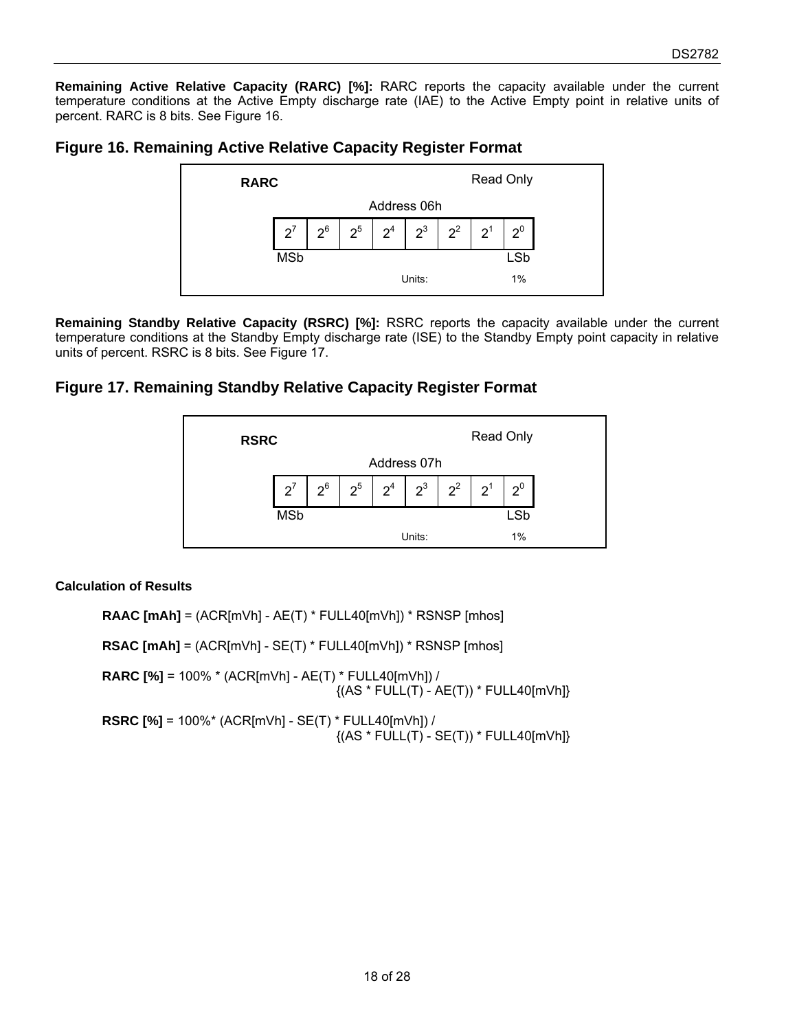**Remaining Active Relative Capacity (RARC) [%]:** RARC reports the capacity available under the current temperature conditions at the Active Empty discharge rate (IAE) to the Active Empty point in relative units of percent. RARC is 8 bits. See Figure 16.

### Figure 16. Remaining Active Relative Capacity Register Format

**RARC** — Read Only — Address 06h

| $2^7$ | $2^6$ | $2^5$ | $2^4$ | $2^3$ | $2^2$ | $2^1$ | $2^0$ |
|---|---|---|---|---|---|---|---|
| MSb | | | | | | | LSb |

Units: 1%

**Remaining Standby Relative Capacity (RSRC) [%]:** RSRC reports the capacity available under the current temperature conditions at the Standby Empty discharge rate (ISE) to the Standby Empty point capacity in relative units of percent. RSRC is 8 bits. See Figure 17.

### Figure 17. Remaining Standby Relative Capacity Register Format

**RSRC** — Read Only — Address 07h

| $2^7$ | $2^6$ | $2^5$ | $2^4$ | $2^3$ | $2^2$ | $2^1$ | $2^0$ |
|---|---|---|---|---|---|---|---|
| MSb | | | | | | | LSb |

Units: 1%

**Calculation of Results**

**RAAC [mAh]** = (ACR[mVh] - AE(T) * FULL40[mVh]) * RSNSP [mhos]

**RSAC [mAh]** = (ACR[mVh] - SE(T) * FULL40[mVh]) * RSNSP [mhos]

**RARC [%]** = 100% * (ACR[mVh] - AE(T) * FULL40[mVh]) / {(AS * FULL(T) - AE(T)) * FULL40[mVh]}

**RSRC [%]** = 100%* (ACR[mVh] - SE(T) * FULL40[mVh]) / {(AS * FULL(T) - SE(T)) * FULL40[mVh]}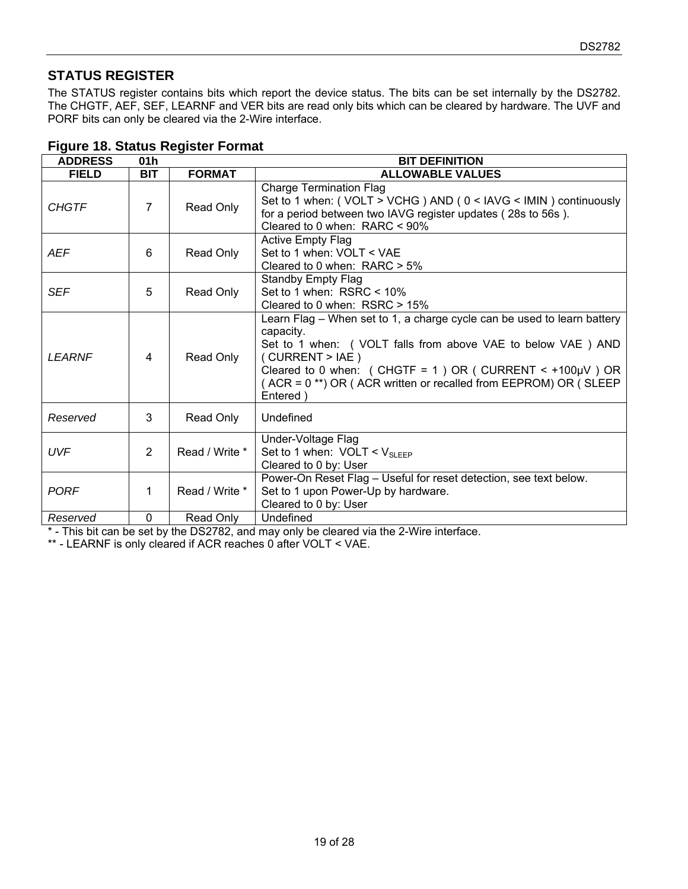## STATUS REGISTER

The STATUS register contains bits which report the device status. The bits can be set internally by the DS2782. The CHGTF, AEF, SEF, LEARNF and VER bits are read only bits which can be cleared by hardware. The UVF and PORF bits can only be cleared via the 2-Wire interface.

### Figure 18. Status Register Format

| **ADDRESS** | **01h** | | **BIT DEFINITION** |
|---|---|---|---|
| **FIELD** | **BIT** | **FORMAT** | **ALLOWABLE VALUES** |
| *CHGTF* | 7 | Read Only | Charge Termination Flag<br>Set to 1 when: ( VOLT > VCHG ) AND ( 0 < IAVG < IMIN ) continuously for a period between two IAVG register updates ( 28s to 56s ).<br>Cleared to 0 when: RARC < 90% |
| *AEF* | 6 | Read Only | Active Empty Flag<br>Set to 1 when: VOLT < VAE<br>Cleared to 0 when: RARC > 5% |
| *SEF* | 5 | Read Only | Standby Empty Flag<br>Set to 1 when: RSRC < 10%<br>Cleared to 0 when: RSRC > 15% |
| *LEARNF* | 4 | Read Only | Learn Flag – When set to 1, a charge cycle can be used to learn battery capacity.<br>Set to 1 when: ( VOLT falls from above VAE to below VAE ) AND ( CURRENT > IAE )<br>Cleared to 0 when: ( CHGTF = 1 ) OR ( CURRENT < +100µV ) OR ( ACR = 0 **) OR ( ACR written or recalled from EEPROM) OR ( SLEEP Entered ) |
| *Reserved* | 3 | Read Only | Undefined |
| *UVF* | 2 | Read / Write * | Under-Voltage Flag<br>Set to 1 when: VOLT < $V_{SLEEP}$<br>Cleared to 0 by: User |
| *PORF* | 1 | Read / Write * | Power-On Reset Flag – Useful for reset detection, see text below.<br>Set to 1 upon Power-Up by hardware.<br>Cleared to 0 by: User |
| *Reserved* | 0 | Read Only | Undefined |

* - This bit can be set by the DS2782, and may only be cleared via the 2-Wire interface.

** - LEARNF is only cleared if ACR reaches 0 after VOLT < VAE.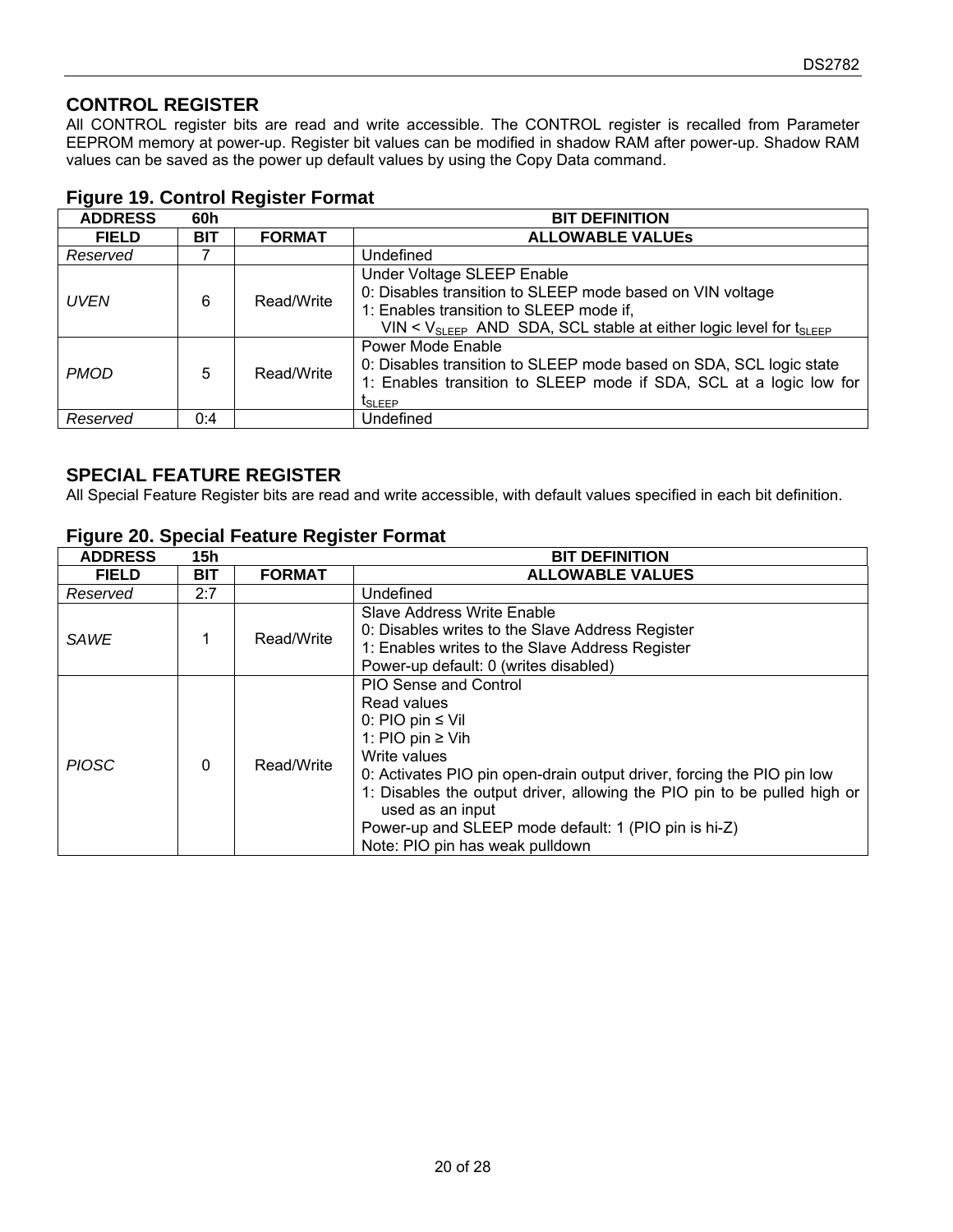## CONTROL REGISTER

All CONTROL register bits are read and write accessible. The CONTROL register is recalled from Parameter EEPROM memory at power-up. Register bit values can be modified in shadow RAM after power-up. Shadow RAM values can be saved as the power up default values by using the Copy Data command.

### Figure 19. Control Register Format

| ADDRESS | 60h | | BIT DEFINITION |
|---|---|---|---|
| **FIELD** | **BIT** | **FORMAT** | **ALLOWABLE VALUEs** |
| *Reserved* | 7 | | Undefined |
| *UVEN* | 6 | Read/Write | Under Voltage SLEEP Enable<br>0: Disables transition to SLEEP mode based on VIN voltage<br>1: Enables transition to SLEEP mode if,<br>VIN < $V_{SLEEP}$ AND SDA, SCL stable at either logic level for $t_{SLEEP}$ |
| *PMOD* | 5 | Read/Write | Power Mode Enable<br>0: Disables transition to SLEEP mode based on SDA, SCL logic state<br>1: Enables transition to SLEEP mode if SDA, SCL at a logic low for $t_{SLEEP}$ |
| *Reserved* | 0:4 | | Undefined |

## SPECIAL FEATURE REGISTER

All Special Feature Register bits are read and write accessible, with default values specified in each bit definition.

### Figure 20. Special Feature Register Format

| ADDRESS | 15h | | BIT DEFINITION |
|---|---|---|---|
| **FIELD** | **BIT** | **FORMAT** | **ALLOWABLE VALUES** |
| *Reserved* | 2:7 | | Undefined |
| *SAWE* | 1 | Read/Write | Slave Address Write Enable<br>0: Disables writes to the Slave Address Register<br>1: Enables writes to the Slave Address Register<br>Power-up default: 0 (writes disabled) |
| *PIOSC* | 0 | Read/Write | PIO Sense and Control<br>Read values<br>0: PIO pin ≤ Vil<br>1: PIO pin ≥ Vih<br>Write values<br>0: Activates PIO pin open-drain output driver, forcing the PIO pin low<br>1: Disables the output driver, allowing the PIO pin to be pulled high or used as an input<br>Power-up and SLEEP mode default: 1 (PIO pin is hi-Z)<br>Note: PIO pin has weak pulldown |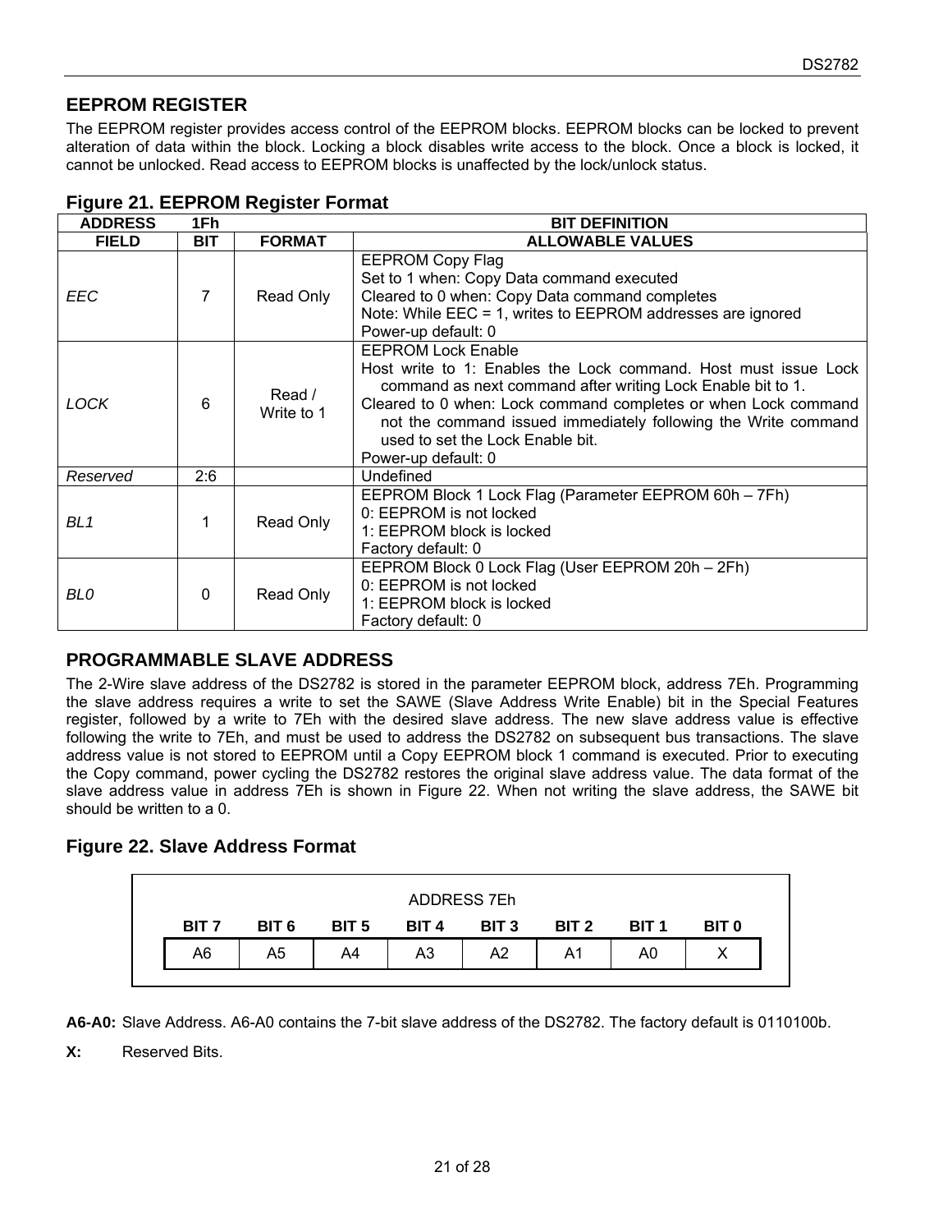## EEPROM REGISTER

The EEPROM register provides access control of the EEPROM blocks. EEPROM blocks can be locked to prevent alteration of data within the block. Locking a block disables write access to the block. Once a block is locked, it cannot be unlocked. Read access to EEPROM blocks is unaffected by the lock/unlock status.

### Figure 21. EEPROM Register Format

| ADDRESS | 1Fh | | BIT DEFINITION |
|---|---|---|---|
| **FIELD** | **BIT** | **FORMAT** | **ALLOWABLE VALUES** |
| *EEC* | 7 | Read Only | EEPROM Copy Flag<br>Set to 1 when: Copy Data command executed<br>Cleared to 0 when: Copy Data command completes<br>Note: While EEC = 1, writes to EEPROM addresses are ignored<br>Power-up default: 0 |
| *LOCK* | 6 | Read / Write to 1 | EEPROM Lock Enable<br>Host write to 1: Enables the Lock command. Host must issue Lock command as next command after writing Lock Enable bit to 1.<br>Cleared to 0 when: Lock command completes or when Lock command not the command issued immediately following the Write command used to set the Lock Enable bit.<br>Power-up default: 0 |
| *Reserved* | 2:6 | | Undefined |
| *BL1* | 1 | Read Only | EEPROM Block 1 Lock Flag (Parameter EEPROM 60h – 7Fh)<br>0: EEPROM is not locked<br>1: EEPROM block is locked<br>Factory default: 0 |
| *BL0* | 0 | Read Only | EEPROM Block 0 Lock Flag (User EEPROM 20h – 2Fh)<br>0: EEPROM is not locked<br>1: EEPROM block is locked<br>Factory default: 0 |

## PROGRAMMABLE SLAVE ADDRESS

The 2-Wire slave address of the DS2782 is stored in the parameter EEPROM block, address 7Eh. Programming the slave address requires a write to set the SAWE (Slave Address Write Enable) bit in the Special Features register, followed by a write to 7Eh with the desired slave address. The new slave address value is effective following the write to 7Eh, and must be used to address the DS2782 on subsequent bus transactions. The slave address value is not stored to EEPROM until a Copy EEPROM block 1 command is executed. Prior to executing the Copy command, power cycling the DS2782 restores the original slave address value. The data format of the slave address value in address 7Eh is shown in Figure 22. When not writing the slave address, the SAWE bit should be written to a 0.

### Figure 22. Slave Address Format

ADDRESS 7Eh

| BIT 7 | BIT 6 | BIT 5 | BIT 4 | BIT 3 | BIT 2 | BIT 1 | BIT 0 |
|---|---|---|---|---|---|---|---|
| A6 | A5 | A4 | A3 | A2 | A1 | A0 | X |

**A6-A0:** Slave Address. A6-A0 contains the 7-bit slave address of the DS2782. The factory default is 0110100b.

**X:** Reserved Bits.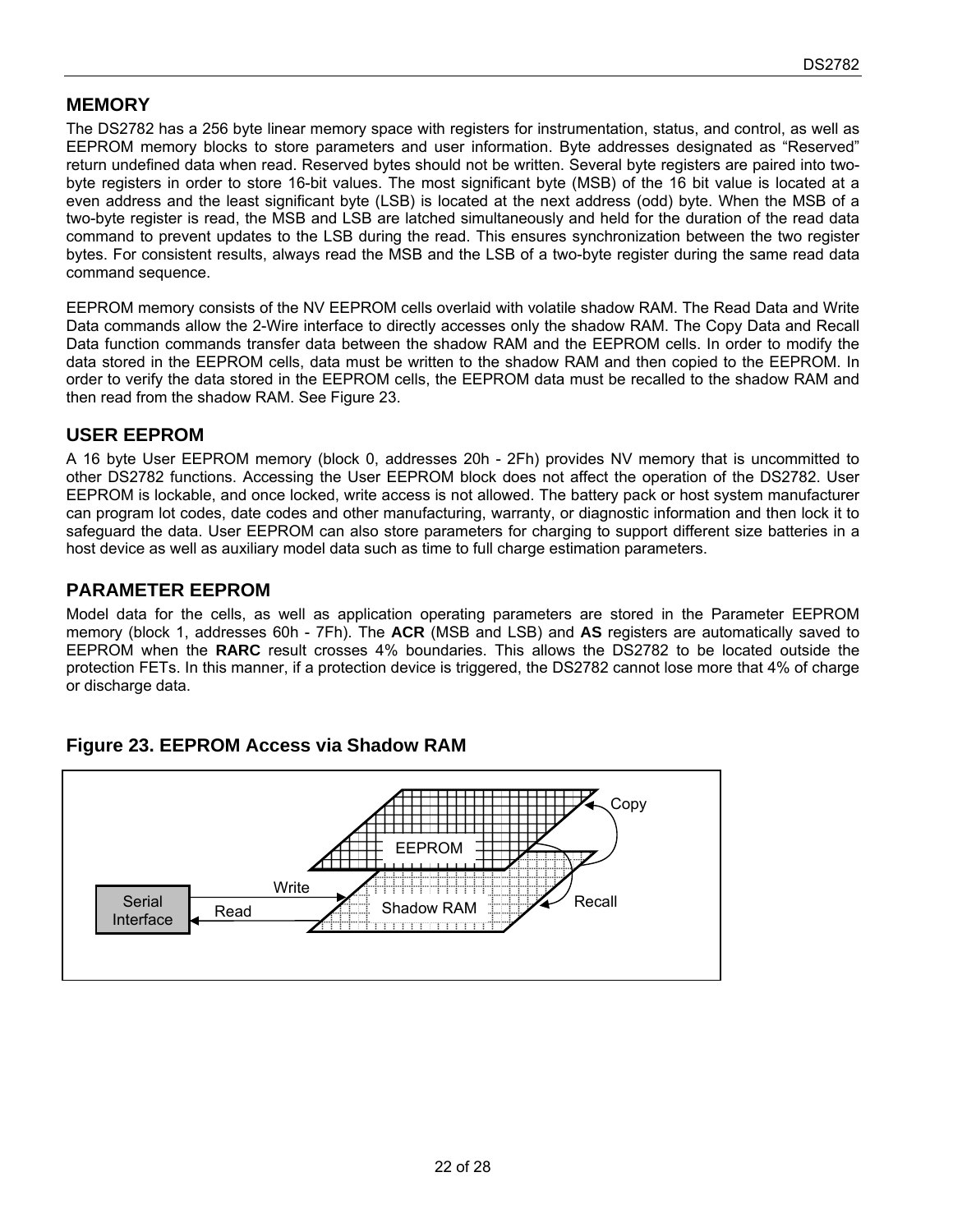## MEMORY

The DS2782 has a 256 byte linear memory space with registers for instrumentation, status, and control, as well as EEPROM memory blocks to store parameters and user information. Byte addresses designated as "Reserved" return undefined data when read. Reserved bytes should not be written. Several byte registers are paired into two-byte registers in order to store 16-bit values. The most significant byte (MSB) of the 16 bit value is located at a even address and the least significant byte (LSB) is located at the next address (odd) byte. When the MSB of a two-byte register is read, the MSB and LSB are latched simultaneously and held for the duration of the read data command to prevent updates to the LSB during the read. This ensures synchronization between the two register bytes. For consistent results, always read the MSB and the LSB of a two-byte register during the same read data command sequence.

EEPROM memory consists of the NV EEPROM cells overlaid with volatile shadow RAM. The Read Data and Write Data commands allow the 2-Wire interface to directly accesses only the shadow RAM. The Copy Data and Recall Data function commands transfer data between the shadow RAM and the EEPROM cells. In order to modify the data stored in the EEPROM cells, data must be written to the shadow RAM and then copied to the EEPROM. In order to verify the data stored in the EEPROM cells, the EEPROM data must be recalled to the shadow RAM and then read from the shadow RAM. See Figure 23.

## USER EEPROM

A 16 byte User EEPROM memory (block 0, addresses 20h - 2Fh) provides NV memory that is uncommitted to other DS2782 functions. Accessing the User EEPROM block does not affect the operation of the DS2782. User EEPROM is lockable, and once locked, write access is not allowed. The battery pack or host system manufacturer can program lot codes, date codes and other manufacturing, warranty, or diagnostic information and then lock it to safeguard the data. User EEPROM can also store parameters for charging to support different size batteries in a host device as well as auxiliary model data such as time to full charge estimation parameters.

## PARAMETER EEPROM

Model data for the cells, as well as application operating parameters are stored in the Parameter EEPROM memory (block 1, addresses 60h - 7Fh). The **ACR** (MSB and LSB) and **AS** registers are automatically saved to EEPROM when the **RARC** result crosses 4% boundaries. This allows the DS2782 to be located outside the protection FETs. In this manner, if a protection device is triggered, the DS2782 cannot lose more that 4% of charge or discharge data.

### Figure 23. EEPROM Access via Shadow RAM

Serial Interface — Write / Read — Shadow RAM — Copy / Recall — EEPROM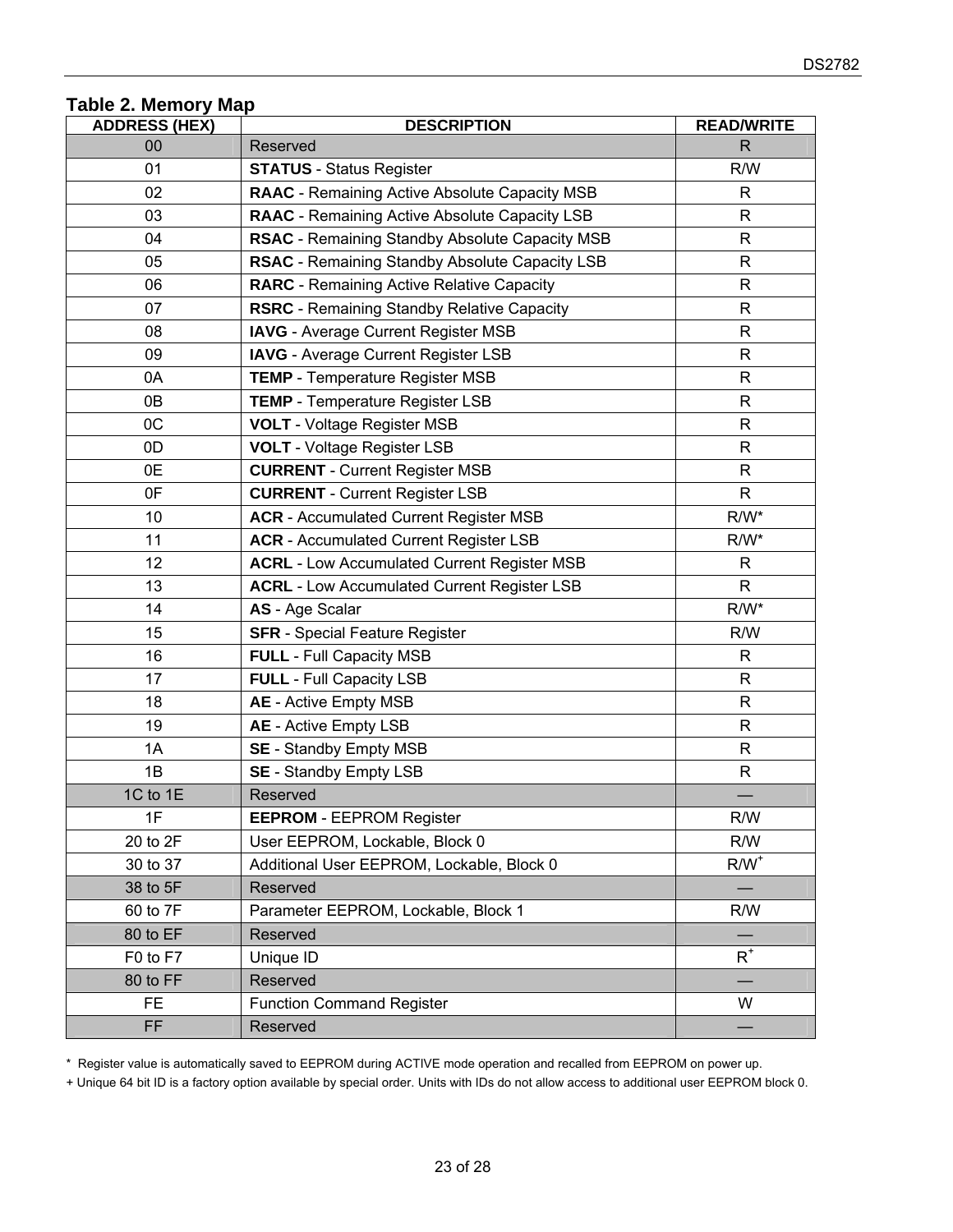## Table 2. Memory Map

| ADDRESS (HEX) | DESCRIPTION | READ/WRITE |
|---|---|---|
| 00 | Reserved | R |
| 01 | **STATUS** - Status Register | R/W |
| 02 | **RAAC** - Remaining Active Absolute Capacity MSB | R |
| 03 | **RAAC** - Remaining Active Absolute Capacity LSB | R |
| 04 | **RSAC** - Remaining Standby Absolute Capacity MSB | R |
| 05 | **RSAC** - Remaining Standby Absolute Capacity LSB | R |
| 06 | **RARC** - Remaining Active Relative Capacity | R |
| 07 | **RSRC** - Remaining Standby Relative Capacity | R |
| 08 | **IAVG** - Average Current Register MSB | R |
| 09 | **IAVG** - Average Current Register LSB | R |
| 0A | **TEMP** - Temperature Register MSB | R |
| 0B | **TEMP** - Temperature Register LSB | R |
| 0C | **VOLT** - Voltage Register MSB | R |
| 0D | **VOLT** - Voltage Register LSB | R |
| 0E | **CURRENT** - Current Register MSB | R |
| 0F | **CURRENT** - Current Register LSB | R |
| 10 | **ACR** - Accumulated Current Register MSB | R/W* |
| 11 | **ACR** - Accumulated Current Register LSB | R/W* |
| 12 | **ACRL** - Low Accumulated Current Register MSB | R |
| 13 | **ACRL** - Low Accumulated Current Register LSB | R |
| 14 | **AS** - Age Scalar | R/W* |
| 15 | **SFR** - Special Feature Register | R/W |
| 16 | **FULL** - Full Capacity MSB | R |
| 17 | **FULL** - Full Capacity LSB | R |
| 18 | **AE** - Active Empty MSB | R |
| 19 | **AE** - Active Empty LSB | R |
| 1A | **SE** - Standby Empty MSB | R |
| 1B | **SE** - Standby Empty LSB | R |
| 1C to 1E | Reserved | — |
| 1F | **EEPROM** - EEPROM Register | R/W |
| 20 to 2F | User EEPROM, Lockable, Block 0 | R/W |
| 30 to 37 | Additional User EEPROM, Lockable, Block 0 | R/W+ |
| 38 to 5F | Reserved | — |
| 60 to 7F | Parameter EEPROM, Lockable, Block 1 | R/W |
| 80 to EF | Reserved | — |
| F0 to F7 | Unique ID | R+ |
| 80 to FF | Reserved | — |
| FE | Function Command Register | W |
| FF | Reserved | — |

\* Register value is automatically saved to EEPROM during ACTIVE mode operation and recalled from EEPROM on power up.

\+ Unique 64 bit ID is a factory option available by special order. Units with IDs do not allow access to additional user EEPROM block 0.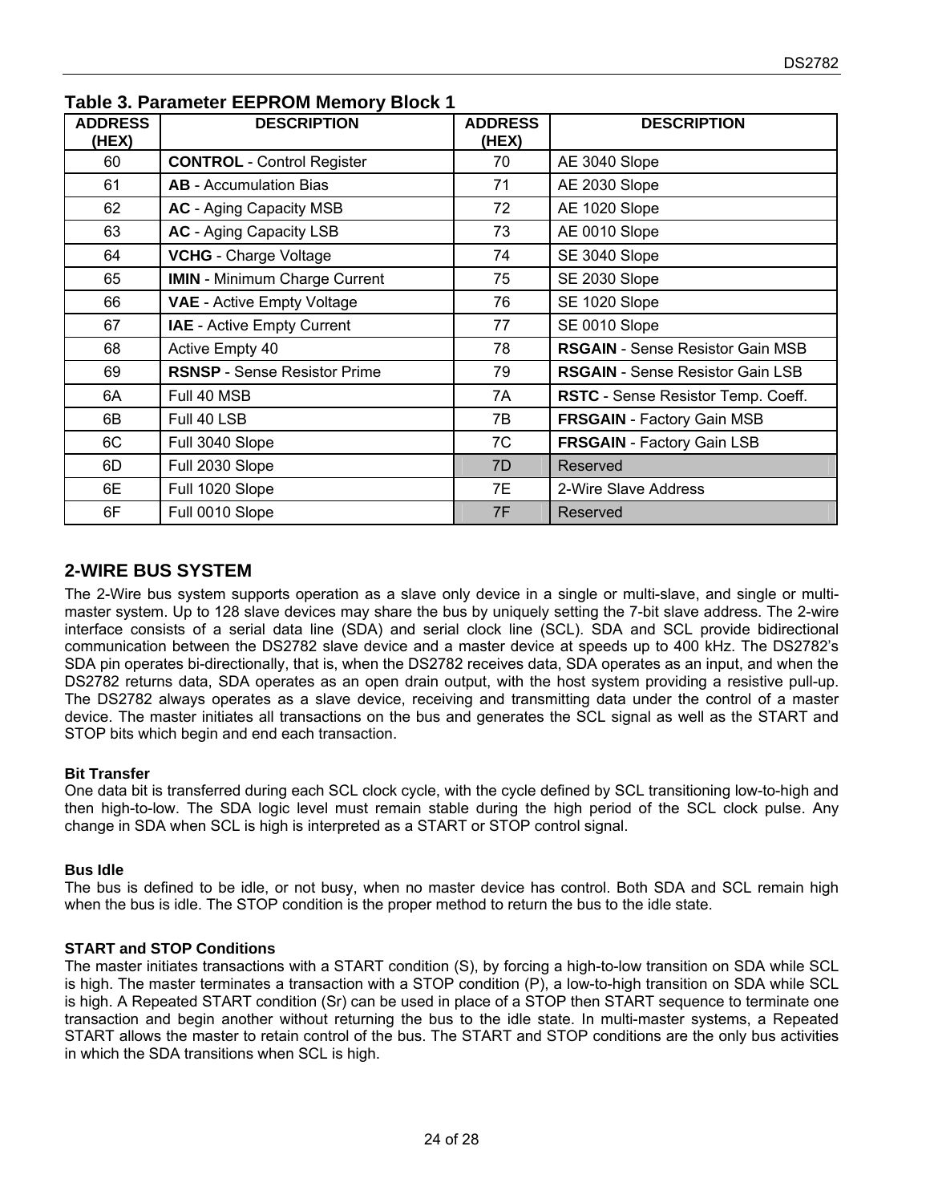### Table 3. Parameter EEPROM Memory Block 1

| ADDRESS (HEX) | DESCRIPTION | ADDRESS (HEX) | DESCRIPTION |
|---|---|---|---|
| 60 | **CONTROL** - Control Register | 70 | AE 3040 Slope |
| 61 | **AB** - Accumulation Bias | 71 | AE 2030 Slope |
| 62 | **AC** - Aging Capacity MSB | 72 | AE 1020 Slope |
| 63 | **AC** - Aging Capacity LSB | 73 | AE 0010 Slope |
| 64 | **VCHG** - Charge Voltage | 74 | SE 3040 Slope |
| 65 | **IMIN** - Minimum Charge Current | 75 | SE 2030 Slope |
| 66 | **VAE** - Active Empty Voltage | 76 | SE 1020 Slope |
| 67 | **IAE** - Active Empty Current | 77 | SE 0010 Slope |
| 68 | Active Empty 40 | 78 | **RSGAIN** - Sense Resistor Gain MSB |
| 69 | **RSNSP** - Sense Resistor Prime | 79 | **RSGAIN** - Sense Resistor Gain LSB |
| 6A | Full 40 MSB | 7A | **RSTC** - Sense Resistor Temp. Coeff. |
| 6B | Full 40 LSB | 7B | **FRSGAIN** - Factory Gain MSB |
| 6C | Full 3040 Slope | 7C | **FRSGAIN** - Factory Gain LSB |
| 6D | Full 2030 Slope | 7D | Reserved |
| 6E | Full 1020 Slope | 7E | 2-Wire Slave Address |
| 6F | Full 0010 Slope | 7F | Reserved |

## 2-WIRE BUS SYSTEM

The 2-Wire bus system supports operation as a slave only device in a single or multi-slave, and single or multi-master system. Up to 128 slave devices may share the bus by uniquely setting the 7-bit slave address. The 2-wire interface consists of a serial data line (SDA) and serial clock line (SCL). SDA and SCL provide bidirectional communication between the DS2782 slave device and a master device at speeds up to 400 kHz. The DS2782's SDA pin operates bi-directionally, that is, when the DS2782 receives data, SDA operates as an input, and when the DS2782 returns data, SDA operates as an open drain output, with the host system providing a resistive pull-up. The DS2782 always operates as a slave device, receiving and transmitting data under the control of a master device. The master initiates all transactions on the bus and generates the SCL signal as well as the START and STOP bits which begin and end each transaction.

### Bit Transfer

One data bit is transferred during each SCL clock cycle, with the cycle defined by SCL transitioning low-to-high and then high-to-low. The SDA logic level must remain stable during the high period of the SCL clock pulse. Any change in SDA when SCL is high is interpreted as a START or STOP control signal.

### Bus Idle

The bus is defined to be idle, or not busy, when no master device has control. Both SDA and SCL remain high when the bus is idle. The STOP condition is the proper method to return the bus to the idle state.

### START and STOP Conditions

The master initiates transactions with a START condition (S), by forcing a high-to-low transition on SDA while SCL is high. The master terminates a transaction with a STOP condition (P), a low-to-high transition on SDA while SCL is high. A Repeated START condition (Sr) can be used in place of a STOP then START sequence to terminate one transaction and begin another without returning the bus to the idle state. In multi-master systems, a Repeated START allows the master to retain control of the bus. The START and STOP conditions are the only bus activities in which the SDA transitions when SCL is high.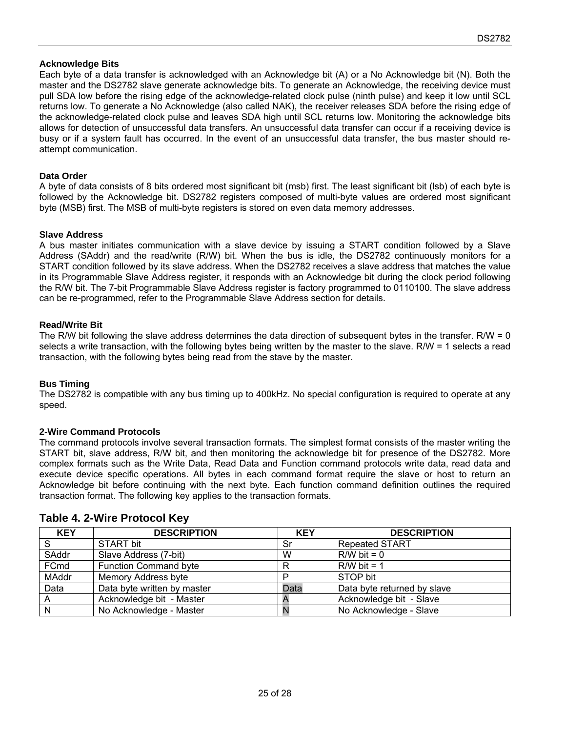### Acknowledge Bits

Each byte of a data transfer is acknowledged with an Acknowledge bit (A) or a No Acknowledge bit (N). Both the master and the DS2782 slave generate acknowledge bits. To generate an Acknowledge, the receiving device must pull SDA low before the rising edge of the acknowledge-related clock pulse (ninth pulse) and keep it low until SCL returns low. To generate a No Acknowledge (also called NAK), the receiver releases SDA before the rising edge of the acknowledge-related clock pulse and leaves SDA high until SCL returns low. Monitoring the acknowledge bits allows for detection of unsuccessful data transfers. An unsuccessful data transfer can occur if a receiving device is busy or if a system fault has occurred. In the event of an unsuccessful data transfer, the bus master should re-attempt communication.

### Data Order

A byte of data consists of 8 bits ordered most significant bit (msb) first. The least significant bit (lsb) of each byte is followed by the Acknowledge bit. DS2782 registers composed of multi-byte values are ordered most significant byte (MSB) first. The MSB of multi-byte registers is stored on even data memory addresses.

### Slave Address

A bus master initiates communication with a slave device by issuing a START condition followed by a Slave Address (SAddr) and the read/write (R/W) bit. When the bus is idle, the DS2782 continuously monitors for a START condition followed by its slave address. When the DS2782 receives a slave address that matches the value in its Programmable Slave Address register, it responds with an Acknowledge bit during the clock period following the R/W bit. The 7-bit Programmable Slave Address register is factory programmed to 0110100. The slave address can be re-programmed, refer to the Programmable Slave Address section for details.

### Read/Write Bit

The R/W bit following the slave address determines the data direction of subsequent bytes in the transfer. R/W = 0 selects a write transaction, with the following bytes being written by the master to the slave. R/W = 1 selects a read transaction, with the following bytes being read from the stave by the master.

### Bus Timing

The DS2782 is compatible with any bus timing up to 400kHz. No special configuration is required to operate at any speed.

### 2-Wire Command Protocols

The command protocols involve several transaction formats. The simplest format consists of the master writing the START bit, slave address, R/W bit, and then monitoring the acknowledge bit for presence of the DS2782. More complex formats such as the Write Data, Read Data and Function command protocols write data, read data and execute device specific operations. All bytes in each command format require the slave or host to return an Acknowledge bit before continuing with the next byte. Each function command definition outlines the required transaction format. The following key applies to the transaction formats.

## Table 4. 2-Wire Protocol Key

| KEY | DESCRIPTION | KEY | DESCRIPTION |
|---|---|---|---|
| S | START bit | Sr | Repeated START |
| SAddr | Slave Address (7-bit) | W | R/W bit = 0 |
| FCmd | Function Command byte | R | R/W bit = 1 |
| MAddr | Memory Address byte | P | STOP bit |
| Data | Data byte written by master | Data | Data byte returned by slave |
| A | Acknowledge bit - Master | A | Acknowledge bit - Slave |
| N | No Acknowledge - Master | N | No Acknowledge - Slave |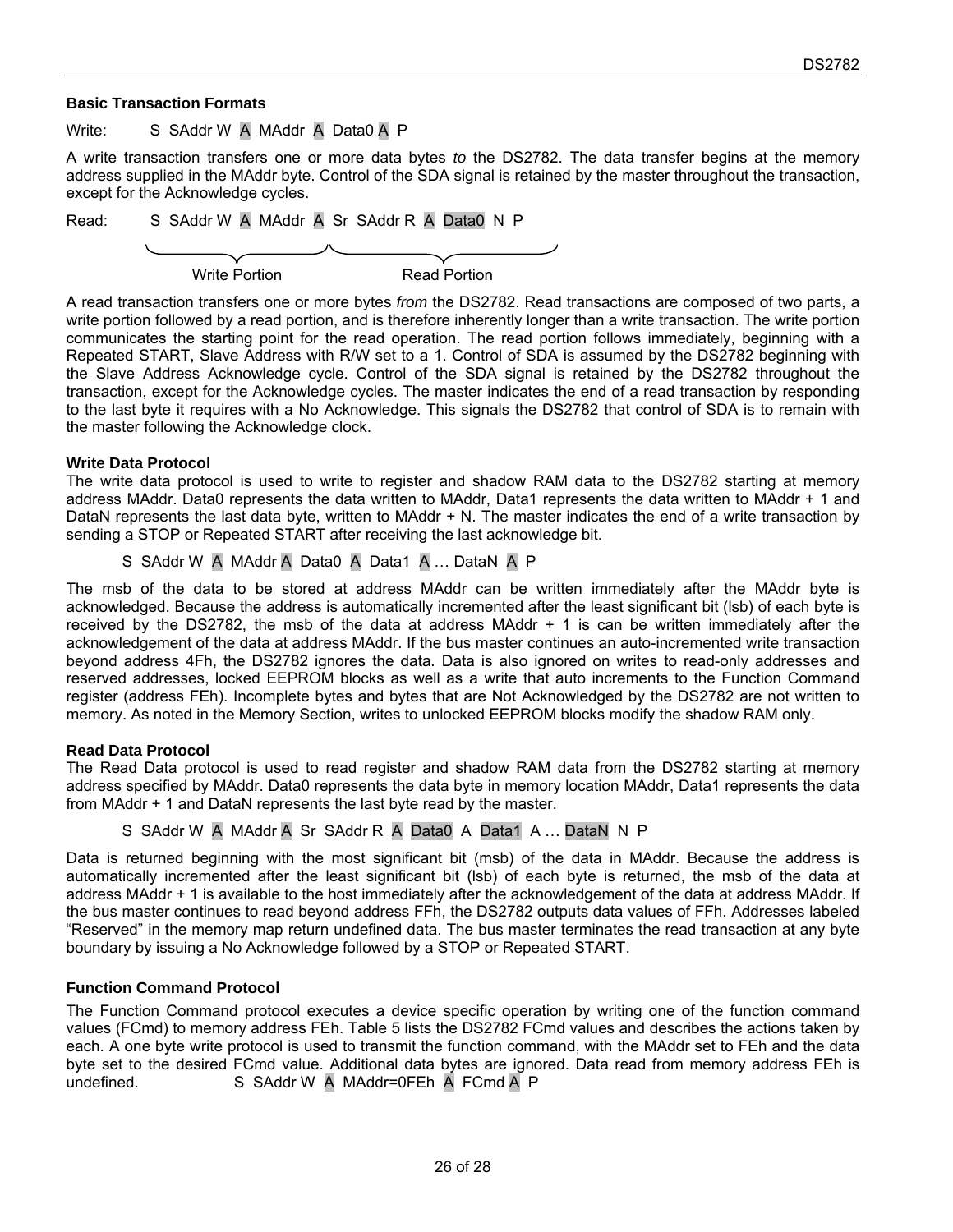### Basic Transaction Formats

Write: S SAddr W A MAddr A Data0 A P

A write transaction transfers one or more data bytes *to* the DS2782. The data transfer begins at the memory address supplied in the MAddr byte. Control of the SDA signal is retained by the master throughout the transaction, except for the Acknowledge cycles.

Read: S SAddr W A MAddr A Sr SAddr R A Data0 N P

Write Portion — Read Portion

A read transaction transfers one or more bytes *from* the DS2782. Read transactions are composed of two parts, a write portion followed by a read portion, and is therefore inherently longer than a write transaction. The write portion communicates the starting point for the read operation. The read portion follows immediately, beginning with a Repeated START, Slave Address with R/W set to a 1. Control of SDA is assumed by the DS2782 beginning with the Slave Address Acknowledge cycle. Control of the SDA signal is retained by the DS2782 throughout the transaction, except for the Acknowledge cycles. The master indicates the end of a read transaction by responding to the last byte it requires with a No Acknowledge. This signals the DS2782 that control of SDA is to remain with the master following the Acknowledge clock.

### Write Data Protocol

The write data protocol is used to write to register and shadow RAM data to the DS2782 starting at memory address MAddr. Data0 represents the data written to MAddr, Data1 represents the data written to MAddr + 1 and DataN represents the last data byte, written to MAddr + N. The master indicates the end of a write transaction by sending a STOP or Repeated START after receiving the last acknowledge bit.

S SAddr W A MAddr A Data0 A Data1 A … DataN A P

The msb of the data to be stored at address MAddr can be written immediately after the MAddr byte is acknowledged. Because the address is automatically incremented after the least significant bit (lsb) of each byte is received by the DS2782, the msb of the data at address MAddr + 1 is can be written immediately after the acknowledgement of the data at address MAddr. If the bus master continues an auto-incremented write transaction beyond address 4Fh, the DS2782 ignores the data. Data is also ignored on writes to read-only addresses and reserved addresses, locked EEPROM blocks as well as a write that auto increments to the Function Command register (address FEh). Incomplete bytes and bytes that are Not Acknowledged by the DS2782 are not written to memory. As noted in the Memory Section, writes to unlocked EEPROM blocks modify the shadow RAM only.

### Read Data Protocol

The Read Data protocol is used to read register and shadow RAM data from the DS2782 starting at memory address specified by MAddr. Data0 represents the data byte in memory location MAddr, Data1 represents the data from MAddr + 1 and DataN represents the last byte read by the master.

S SAddr W A MAddr A Sr SAddr R A Data0 A Data1 A … DataN N P

Data is returned beginning with the most significant bit (msb) of the data in MAddr. Because the address is automatically incremented after the least significant bit (lsb) of each byte is returned, the msb of the data at address MAddr + 1 is available to the host immediately after the acknowledgement of the data at address MAddr. If the bus master continues to read beyond address FFh, the DS2782 outputs data values of FFh. Addresses labeled "Reserved" in the memory map return undefined data. The bus master terminates the read transaction at any byte boundary by issuing a No Acknowledge followed by a STOP or Repeated START.

### Function Command Protocol

The Function Command protocol executes a device specific operation by writing one of the function command values (FCmd) to memory address FEh. Table 5 lists the DS2782 FCmd values and describes the actions taken by each. A one byte write protocol is used to transmit the function command, with the MAddr set to FEh and the data byte set to the desired FCmd value. Additional data bytes are ignored. Data read from memory address FEh is undefined.

S SAddr W A MAddr=0FEh A FCmd A P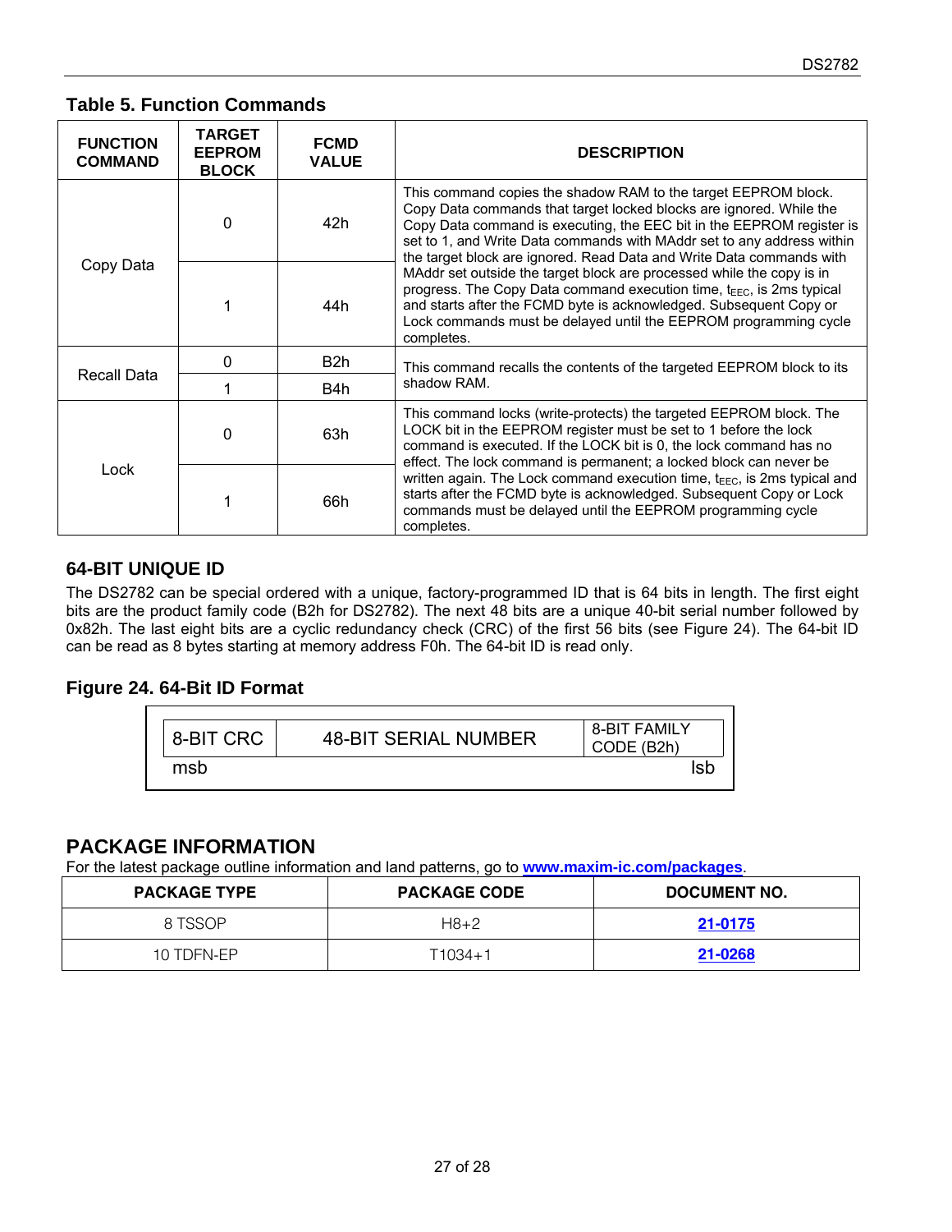### Table 5. Function Commands

| FUNCTION COMMAND | TARGET EEPROM BLOCK | FCMD VALUE | DESCRIPTION |
|---|---|---|---|
| Copy Data | 0 | 42h | This command copies the shadow RAM to the target EEPROM block. Copy Data commands that target locked blocks are ignored. While the Copy Data command is executing, the EEC bit in the EEPROM register is set to 1, and Write Data commands with MAddr set to any address within the target block are ignored. Read Data and Write Data commands with MAddr set outside the target block are processed while the copy is in progress. The Copy Data command execution time, $t_{EEC}$, is 2ms typical and starts after the FCMD byte is acknowledged. Subsequent Copy or Lock commands must be delayed until the EEPROM programming cycle completes. |
| | 1 | 44h | |
| Recall Data | 0 | B2h | This command recalls the contents of the targeted EEPROM block to its shadow RAM. |
| | 1 | B4h | |
| Lock | 0 | 63h | This command locks (write-protects) the targeted EEPROM block. The LOCK bit in the EEPROM register must be set to 1 before the lock command is executed. If the LOCK bit is 0, the lock command has no effect. The lock command is permanent; a locked block can never be written again. The Lock command execution time, $t_{EEC}$, is 2ms typical and starts after the FCMD byte is acknowledged. Subsequent Copy or Lock commands must be delayed until the EEPROM programming cycle completes. |
| | 1 | 66h | |

## 64-BIT UNIQUE ID

The DS2782 can be special ordered with a unique, factory-programmed ID that is 64 bits in length. The first eight bits are the product family code (B2h for DS2782). The next 48 bits are a unique 40-bit serial number followed by 0x82h. The last eight bits are a cyclic redundancy check (CRC) of the first 56 bits (see Figure 24). The 64-bit ID can be read as 8 bytes starting at memory address F0h. The 64-bit ID is read only.

### Figure 24. 64-Bit ID Format

| 8-BIT CRC | 48-BIT SERIAL NUMBER | 8-BIT FAMILY CODE (B2h) |
|---|---|---|
| msb | | lsb |

## PACKAGE INFORMATION

For the latest package outline information and land patterns, go to **www.maxim-ic.com/packages**.

| PACKAGE TYPE | PACKAGE CODE | DOCUMENT NO. |
|---|---|---|
| 8 TSSOP | H8+2 | 21-0175 |
| 10 TDFN-EP | T1034+1 | 21-0268 |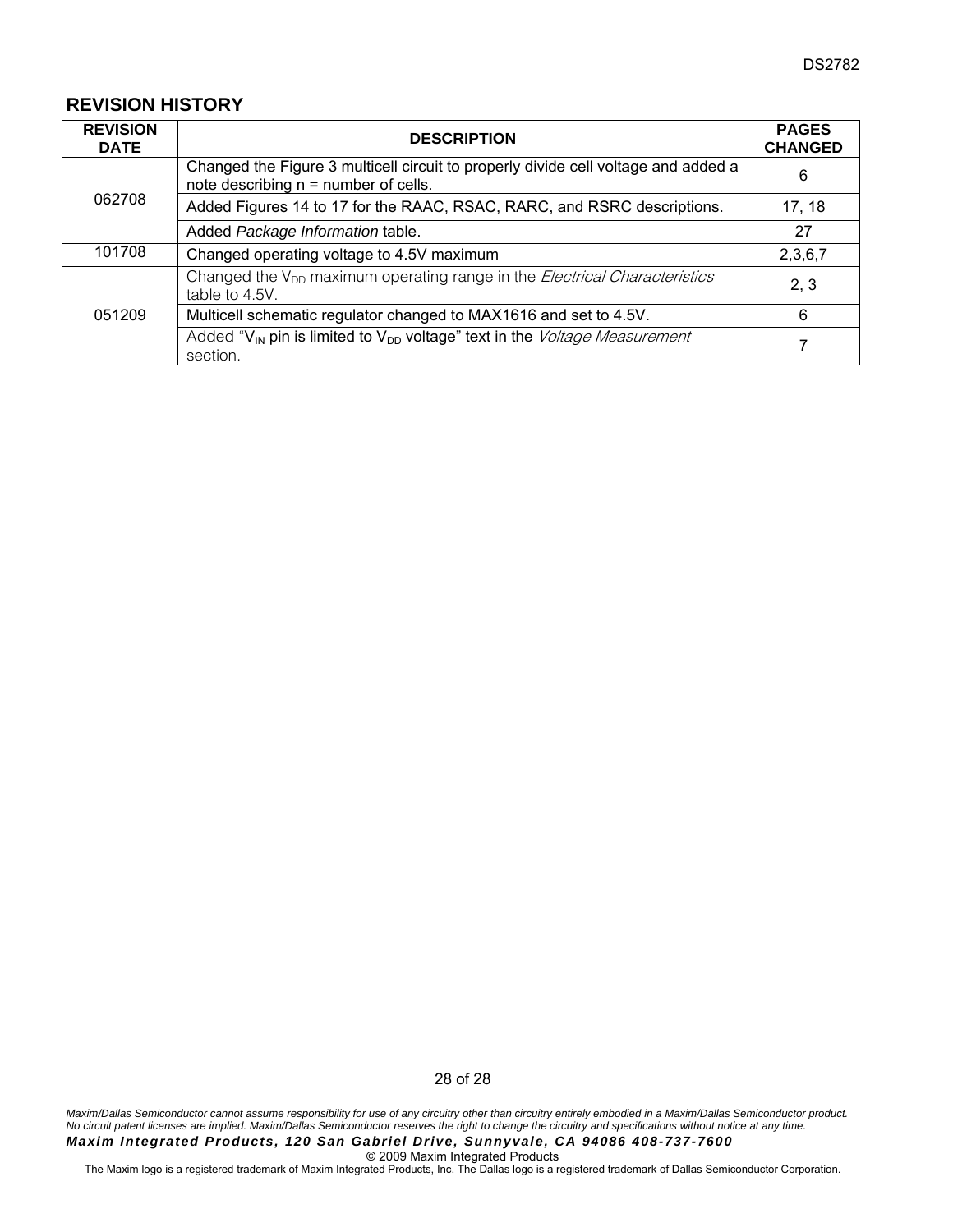## REVISION HISTORY

| REVISION DATE | DESCRIPTION | PAGES CHANGED |
|---|---|---|
| 062708 | Changed the Figure 3 multicell circuit to properly divide cell voltage and added a note describing n = number of cells. | 6 |
| | Added Figures 14 to 17 for the RAAC, RSAC, RARC, and RSRC descriptions. | 17, 18 |
| | Added *Package Information* table. | 27 |
| 101708 | Changed operating voltage to 4.5V maximum | 2,3,6,7 |
| 051209 | Changed the $V_{DD}$ maximum operating range in the *Electrical Characteristics* table to 4.5V. | 2, 3 |
| | Multicell schematic regulator changed to MAX1616 and set to 4.5V. | 6 |
| | Added "$V_{IN}$ pin is limited to $V_{DD}$ voltage" text in the *Voltage Measurement* section. | 7 |

*Maxim/Dallas Semiconductor cannot assume responsibility for use of any circuitry other than circuitry entirely embodied in a Maxim/Dallas Semiconductor product. No circuit patent licenses are implied. Maxim/Dallas Semiconductor reserves the right to change the circuitry and specifications without notice at any time.*

***Maxim Integrated Products, 120 San Gabriel Drive, Sunnyvale, CA 94086 408-737-7600***

© 2009 Maxim Integrated Products

The Maxim logo is a registered trademark of Maxim Integrated Products, Inc. The Dallas logo is a registered trademark of Dallas Semiconductor Corporation.